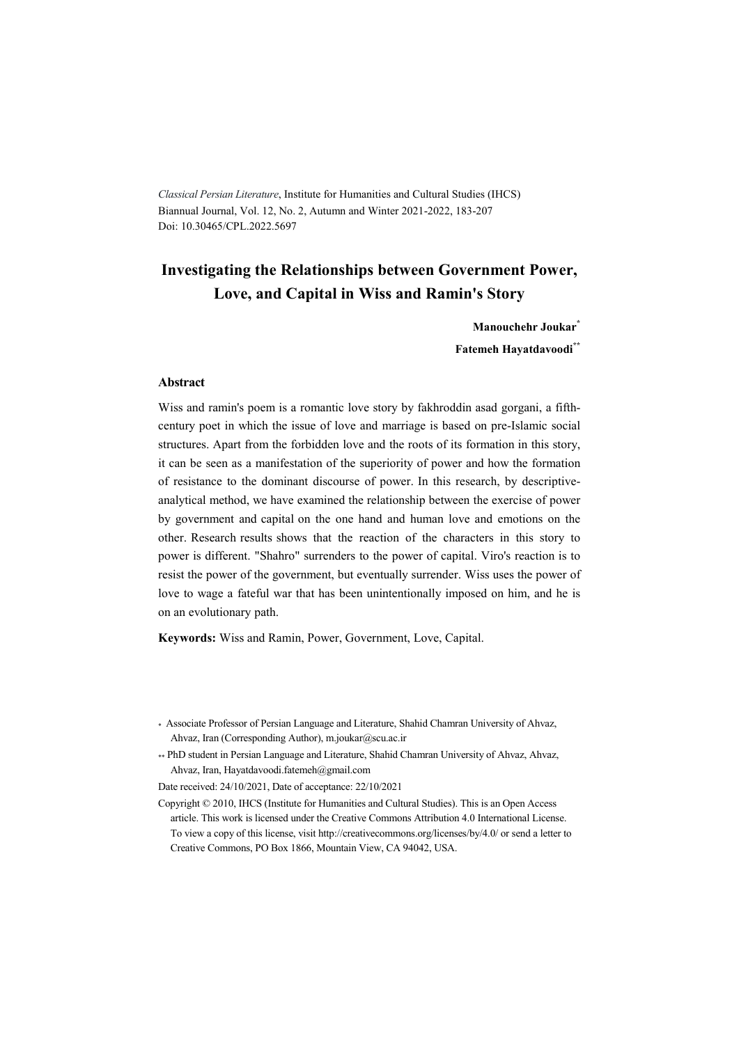*Classical Persian Literature*, Institute for Humanities and Cultural Studies (IHCS)
Biannual Journal, Vol. 12, No. 2, Autumn and Winter 2021-2022, 183-207
Doi: 10.30465/CPL.2022.5697

# Investigating the Relationships between Government Power, Love, and Capital in Wiss and Ramin's Story

**Manouchehr Joukar**[*]

**Fatemeh Hayatdavoodi**[**]

### Abstract

Wiss and ramin's poem is a romantic love story by fakhroddin asad gorgani, a fifth-century poet in which the issue of love and marriage is based on pre-Islamic social structures. Apart from the forbidden love and the roots of its formation in this story, it can be seen as a manifestation of the superiority of power and how the formation of resistance to the dominant discourse of power. In this research, by descriptive-analytical method, we have examined the relationship between the exercise of power by government and capital on the one hand and human love and emotions on the other. Research results shows that the reaction of the characters in this story to power is different. "Shahro" surrenders to the power of capital. Viro's reaction is to resist the power of the government, but eventually surrender. Wiss uses the power of love to wage a fateful war that has been unintentionally imposed on him, and he is on an evolutionary path.

**Keywords:** Wiss and Ramin, Power, Government, Love, Capital.

[*] Associate Professor of Persian Language and Literature, Shahid Chamran University of Ahvaz, Ahvaz, Iran (Corresponding Author), m.joukar@scu.ac.ir

[**] PhD student in Persian Language and Literature, Shahid Chamran University of Ahvaz, Ahvaz, Ahvaz, Iran, Hayatdavoodi.fatemeh@gmail.com

Date received: 24/10/2021, Date of acceptance: 22/10/2021

Copyright © 2010, IHCS (Institute for Humanities and Cultural Studies). This is an Open Access article. This work is licensed under the Creative Commons Attribution 4.0 International License. To view a copy of this license, visit http://creativecommons.org/licenses/by/4.0/ or send a letter to Creative Commons, PO Box 1866, Mountain View, CA 94042, USA.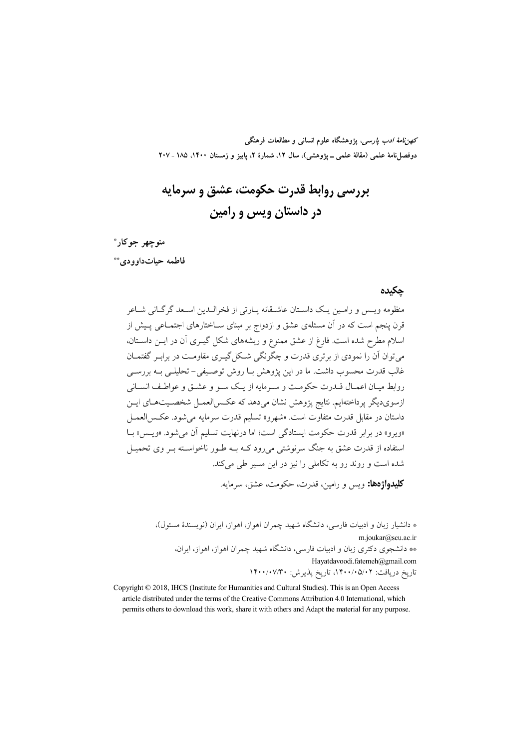# بررسی روابط قدرت حکومت، عشق و سرمایه در داستان ویس و رامین

**منوچهر جوکار***

**فاطمه حیات‌داوودی****

## چکیده

منظومه ویس و رامین یک داستان عاشقانه پارتی از فخرالدین اسعد گرگانی شاعر قرن پنجم است که در آن مسئله‌ی عشق و ازدواج بر مبنای ساختارهای اجتماعی پیش از اسلام مطرح شده است. فارغ از عشق ممنوع و ریشه‌های شکل گیری آن در این داستان، می‌توان آن را نمودی از برتری قدرت و چگونگی شکل‌گیری مقاومت در برابر گفتمان غالب قدرت محسوب داشت. ما در این پژوهش با روش توصیفی- تحلیلی به بررسی روابط میان اعمال قدرت حکومت و سرمایه از یک سو و عشق و عواطف انسانی ازسوی‌دیگر پرداخته‌ایم. نتایج پژوهش نشان می‌دهد که عکس‌العمل شخصیت‌های این داستان در مقابل قدرت متفاوت است. «شهرو» تسلیم قدرت سرمایه می‌شود. عکس‌العمل «ویرو» در برابر قدرت حکومت ایستادگی است؛ اما درنهایت تسلیم آن می‌شود. «ویس» با استفاده از قدرت عشق به جنگ سرنوشتی می‌رود که به طور ناخواسته بر وی تحمیل شده است و روند رو به تکاملی را نیز در این مسیر طی می‌کند.

**کلیدواژه‌ها:** ویس و رامین، قدرت، حکومت، عشق، سرمایه.

* دانشیار زبان و ادبیات فارسی، دانشگاه شهید چمران اهواز، اهواز، ایران (نویسندهٔ مسئول)، m.joukar@scu.ac.ir

** دانشجوی دکتری زبان و ادبیات فارسی، دانشگاه شهید چمران اهواز، اهواز، ایران، Hayatdavoodi.fatemeh@gmail.com

تاریخ دریافت: ۱۴۰۰/۰۵/۰۲، تاریخ پذیرش: ۱۴۰۰/۰۷/۳۰

Copyright © 2018, IHCS (Institute for Humanities and Cultural Studies). This is an Open Access article distributed under the terms of the Creative Commons Attribution 4.0 International, which permits others to download this work, share it with others and Adapt the material for any purpose.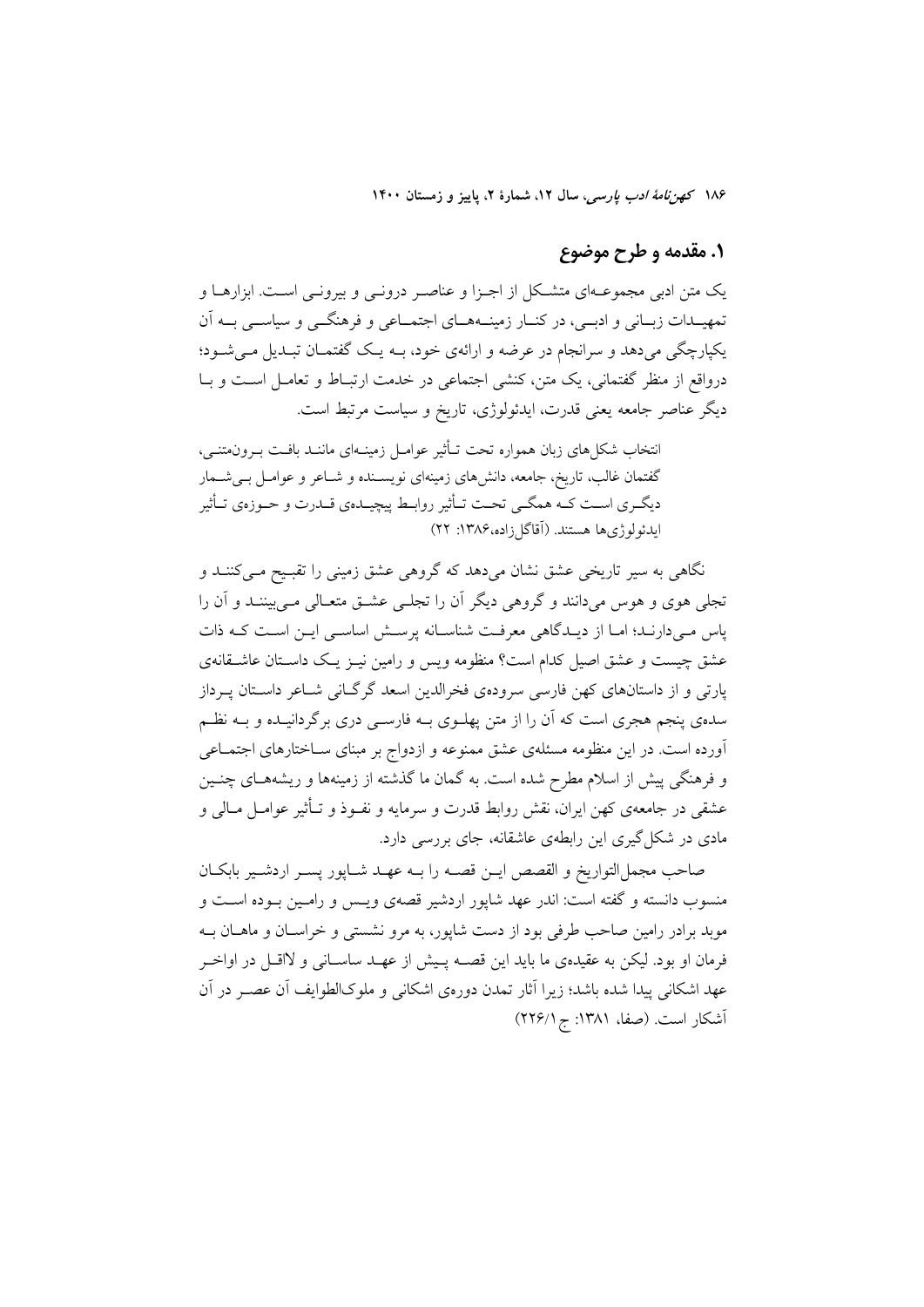## ۱. مقدمه و طرح موضوع

یک متن ادبی مجموعه‌ای متشکل از اجزا و عناصر درونی و بیرونی است. ابزارها و تمهیدات زبانی و ادبی، در کنار زمینه‌های اجتماعی و فرهنگی و سیاسی به آن یکپارچگی می‌دهد و سرانجام در عرضه و ارائه‌ی خود، به یک گفتمان تبدیل می‌شود؛ درواقع از منظر گفتمانی، یک متن، کنشی اجتماعی در خدمت ارتباط و تعامل است و با دیگر عناصر جامعه یعنی قدرت، ایدئولوژی، تاریخ و سیاست مرتبط است.

> انتخاب شکل‌های زبان همواره تحت تأثیر عوامل زمینه‌ای مانند بافت برون‌متنی، گفتمان غالب، تاریخ، جامعه، دانش‌های زمینه‌ای نویسنده و شاعر و عوامل بی‌شمار دیگری است که همگی تحت تأثیر روابط پیچیده‌ی قدرت و حوزه‌ی تأثیر ایدئولوژی‌ها هستند. (آقاگل‌زاده،۱۳۸۶: ۲۲)

نگاهی به سیر تاریخی عشق نشان می‌دهد که گروهی عشق زمینی را تقبیح می‌کنند و تجلی هوی و هوس می‌دانند و گروهی دیگر آن را تجلی عشق متعالی می‌بینند و آن را پاس می‌دارند؛ اما از دیدگاهی معرفت شناسانه پرسش اساسی این است که ذات عشق چیست و عشق اصیل کدام است؟ منظومه ویس و رامین نیز یک داستان عاشقانه‌ی پارتی و از داستان‌های کهن فارسی سروده‌ی فخرالدین اسعد گرگانی شاعر داستان پرداز سده‌ی پنجم هجری است که آن را از متن پهلوی به فارسی دری برگردانیده و به نظم آورده است. در این منظومه مسئله‌ی عشق ممنوعه و ازدواج بر مبنای ساختارهای اجتماعی و فرهنگی پیش از اسلام مطرح شده است. به گمان ما گذشته از زمینه‌ها و ریشه‌های چنین عشقی در جامعه‌ی کهن ایران، نقش روابط قدرت و سرمایه و نفوذ و تأثیر عوامل مالی و مادی در شکل‌گیری این رابطه‌ی عاشقانه، جای بررسی دارد.

صاحب مجمل‌التواریخ و القصص این قصه را به عهد شاپور پسر اردشیر بابکان منسوب دانسته و گفته است: اندر عهد شاپور اردشیر قصه‌ی ویس و رامین بوده است و موبد برادر رامین صاحب طرفی بود از دست شاپور، به مرو نشستی و خراسان و ماهان به فرمان او بود. لیکن به عقیده‌ی ما باید این قصه پیش از عهد ساسانی و لااقل در اواخر عهد اشکانی پیدا شده باشد؛ زیرا آثار تمدن دوره‌ی اشکانی و ملوک‌الطوایف آن عصر در آن آشکار است. (صفا، ۱۳۸۱: ج ۲۲۶/۱)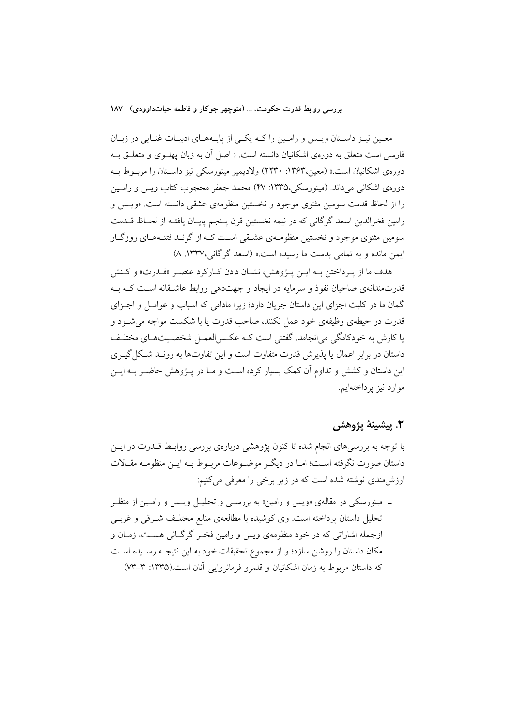معین نیز داستان ویس و رامین را که یکی از پایه‌های ادبیات غنایی در زبان فارسی است متعلق به دوره‌ی اشکانیان دانسته است. « اصل آن به زبان پهلوی و متعلق به دوره‌ی اشکانیان است.» (معین،۱۳۶۳: ۲۲۳۰) ولادیمیر مینورسکی نیز داستان را مربوط به دوره‌ی اشکانی می‌داند. (مینورسکی،۱۳۳۵: ۴۷) محمد جعفر محجوب کتاب ویس و رامین را از لحاظ قدمت سومین مثنوی موجود و نخستین منظومه‌ی عشقی دانسته است. «ویس و رامین فخرالدین اسعد گرگانی که در نیمه نخستین قرن پنجم پایان یافته از لحاظ قدمت سومین مثنوی موجود و نخستین منظومه‌ی عشقی است که از گزند فتنه‌های روزگار ایمن مانده و به تمامی بدست ما رسیده است.» (اسعد گرگانی،۱۳۳۷: ۸)

هدف ما از پرداختن به این پژوهش، نشان دادن کارکرد عنصر «قدرت» و کنش قدرت‌مندانه‌ی صاحبان نفوذ و سرمایه در ایجاد و جهت‌دهی روابط عاشقانه است که به گمان ما در کلیت اجزای این داستان جریان دارد؛ زیرا مادامی که اسباب و عوامل و اجزای قدرت در حیطه‌ی وظیفه‌ی خود عمل نکنند، صاحب قدرت یا با شکست مواجه می‌شود و یا کارش به خودکامگی می‌انجامد. گفتنی است که عکس‌العمل شخصیت‌های مختلف داستان در برابر اعمال یا پذیرش قدرت متفاوت است و این تفاوت‌ها به روند شکل‌گیری این داستان و کشش و تداوم آن کمک بسیار کرده است و ما در پژوهش حاضر به این موارد نیز پرداخته‌ایم.

## ۲. پیشینهٔ پژوهش

با توجه به بررسی‌های انجام شده تا کنون پژوهشی درباره‌ی بررسی روابط قدرت در این داستان صورت نگرفته است؛ اما در دیگر موضوعات مربوط به این منظومه مقالات ارزش‌مندی نوشته شده است که در زیر برخی را معرفی می‌کنیم:

- مینورسکی در مقاله‌ی «ویس و رامین» به بررسی و تحلیل ویس و رامین از منظر تحلیل داستان پرداخته است. وی کوشیده با مطالعه‌ی منابع مختلف شرقی و غربی ازجمله اشاراتی که در خود منظومه‌ی ویس و رامین فخر گرگانی هست، زمان و مکان داستان را روشن سازد؛ و از مجموع تحقیقات خود به این نتیجه رسیده است که داستان مربوط به زمان اشکانیان و قلمرو فرمانروایی آنان است.(۱۳۳۵: ۳-۷۳)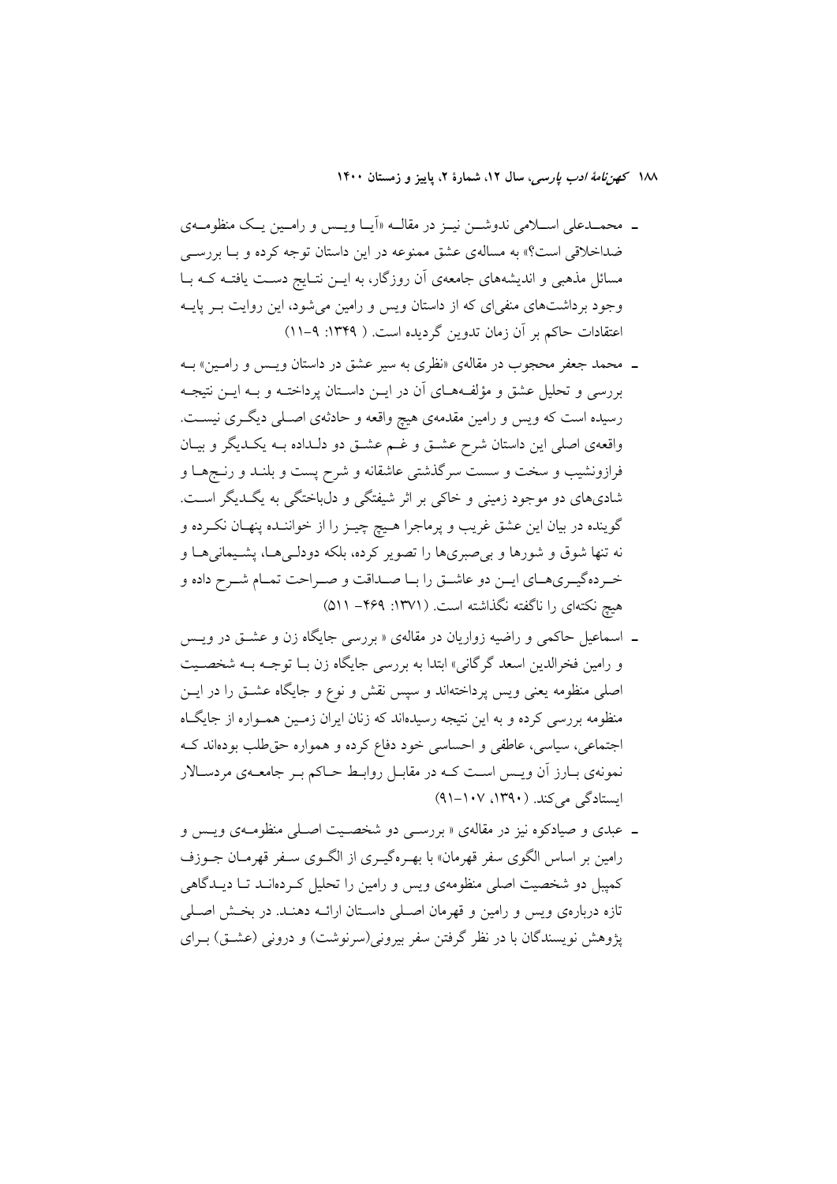- محمدعلی اسلامی ندوشن نیز در مقاله «آیا ویس و رامین یک منظومه‌ی ضداخلاقی است؟» به مساله‌ی عشق ممنوعه در این داستان توجه کرده و با بررسی مسائل مذهبی و اندیشه‌های جامعه‌ی آن روزگار، به این نتایج دست یافته که با وجود برداشت‌های منفی‌ای که از داستان ویس و رامین می‌شود، این روایت بر پایه اعتقادات حاکم بر آن زمان تدوین گردیده است. ( ۱۳۴۹: ۹-۱۱)
- محمد جعفر محجوب در مقاله‌ی «نظری به سیر عشق در داستان ویس و رامین» به بررسی و تحلیل عشق و مؤلفه‌های آن در این داستان پرداخته و به این نتیجه رسیده است که ویس و رامین مقدمه‌ی هیچ واقعه و حادثه‌ی اصلی دیگری نیست. واقعه‌ی اصلی این داستان شرح عشق و غم عشق دو دلداده به یکدیگر و بیان فرازونشیب و سخت و سست سرگذشتی عاشقانه و شرح پست و بلند و رنج‌ها و شادی‌های دو موجود زمینی و خاکی بر اثر شیفتگی و دل‌باختگی به یگدیگر است. گوینده در بیان این عشق غریب و پرماجرا هیچ چیز را از خواننده پنهان نکرده و نه تنها شوق و شورها و بی‌صبری‌ها را تصویر کرده، بلکه دودلی‌ها، پشیمانی‌ها و خرده‌گیری‌های این دو عاشق را با صداقت و صراحت تمام شرح داده و هیچ نکته‌ای را ناگفته نگذاشته است. (۱۳۷۱: ۴۶۹- ۵۱۱)
- اسماعیل حاکمی و راضیه زواریان در مقاله‌ی « بررسی جایگاه زن و عشق در ویس و رامین فخرالدین اسعد گرگانی» ابتدا به بررسی جایگاه زن با توجه به شخصیت اصلی منظومه یعنی ویس پرداخته‌اند و سپس نقش و نوع و جایگاه عشق را در این منظومه بررسی کرده و به این نتیجه رسیده‌اند که زنان ایران زمین همواره از جایگاه اجتماعی، سیاسی، عاطفی و احساسی خود دفاع کرده و همواره حق‌طلب بوده‌اند که نمونه‌ی بارز آن ویس است که در مقابل روابط حاکم بر جامعه‌ی مردسالار ایستادگی می‌کند. (۱۳۹۰، ۱۰۷-۹۱)
- عبدی و صیادکوه نیز در مقاله‌ی « بررسی دو شخصیت اصلی منظومه‌ی ویس و رامین بر اساس الگوی سفر قهرمان» با بهره‌گیری از الگوی سفر قهرمان جوزف کمپبل دو شخصیت اصلی منظومه‌ی ویس و رامین را تحلیل کرده‌اند تا دیدگاهی تازه درباره‌ی ویس و رامین و قهرمان اصلی داستان ارائه دهند. در بخش اصلی پژوهش نویسندگان با در نظر گرفتن سفر بیرونی(سرنوشت) و درونی (عشق) برای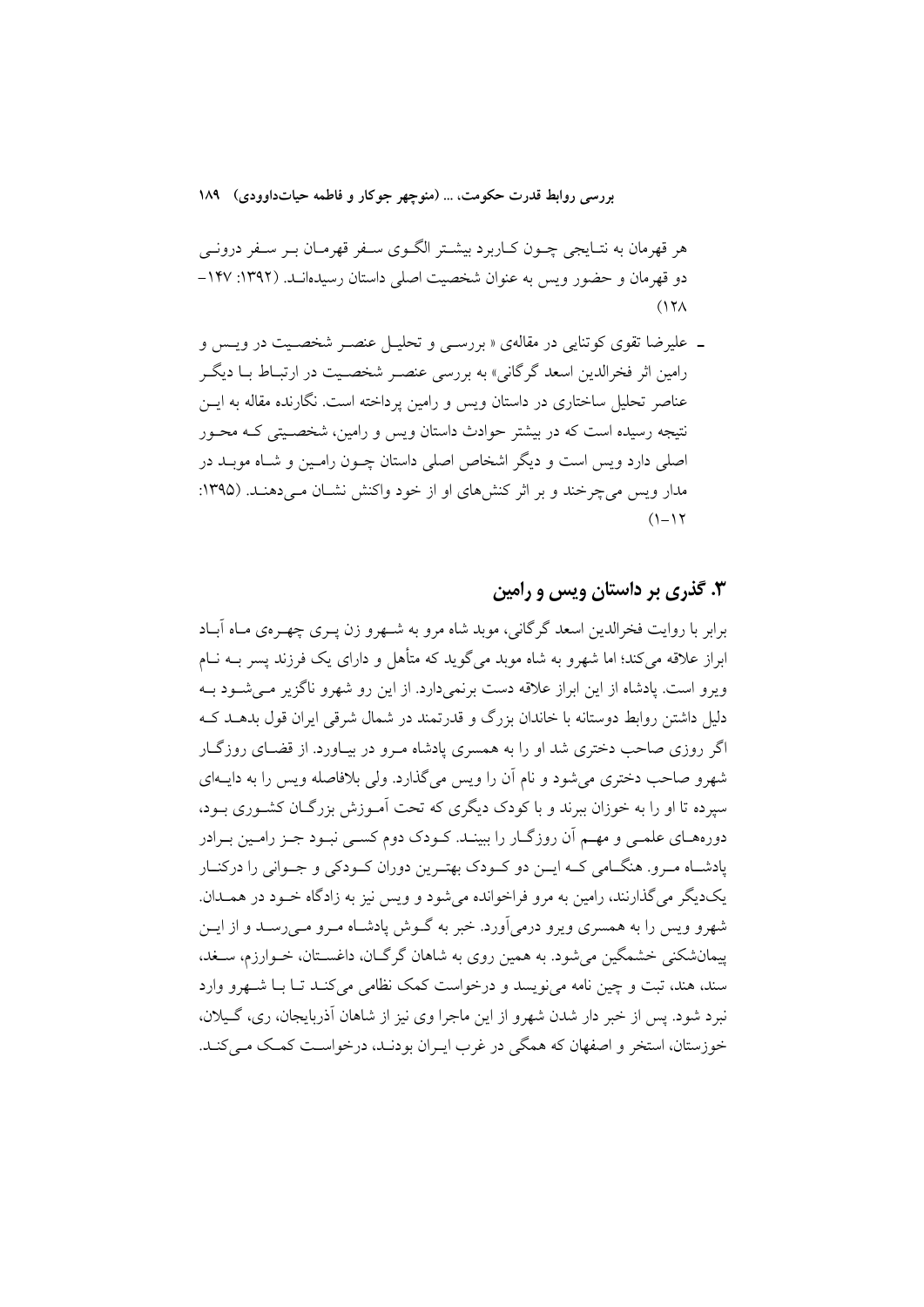هر قهرمان به نتـایجی چـون کـاربرد بیشـتر الگـوی سـفر قهرمـان بـر سـفر درونـی دو قهرمان و حضور ویس به عنوان شخصیت اصلی داستان رسیده‌انـد. (۱۳۹۲: ۱۴۷- ۱۲۸)

- علیرضا تقوی کوتنایی در مقاله‌ی « بررسـی و تحلیـل عنصـر شخصـیت در ویـس و رامین اثر فخرالدین اسعد گرگانی» به بررسی عنصـر شخصـیت در ارتبـاط بـا دیگـر عناصر تحلیل ساختاری در داستان ویس و رامین پرداخته است. نگارنده مقاله به ایـن نتیجه رسیده است که در بیشتر حوادث داستان ویس و رامین، شخصـیتی کـه محـور اصلی دارد ویس است و دیگر اشخاص اصلی داستان چـون رامـین و شـاه موبـد در مدار ویس می‌چرخند و بر اثر کنش‌های او از خود واکنش نشـان مـی‌دهنـد. (۱۳۹۵: ۱۲-۱)

## ۳. گذری بر داستان ویس و رامین

برابر با روایت فخرالدین اسعد گرگانی، موبد شاه مرو به شـهرو زن پـری چهـره‌ی مـاه آبـاد ابراز علاقه می‌کند؛ اما شهرو به شاه موبد می‌گوید که متأهل و دارای یک فرزند پسر بـه نـام ویرو است. پادشاه از این ابراز علاقه دست برنمی‌دارد. از این رو شهرو ناگزیر مـی‌شـود بـه دلیل داشتن روابط دوستانه با خاندان بزرگ و قدرتمند در شمال شرقی ایران قول بدهـد کـه اگر روزی صاحب دختری شد او را به همسری پادشاه مـرو در بیـاورد. از قضـای روزگـار شهرو صاحب دختری می‌شود و نام آن را ویس می‌گذارد. ولی بلافاصله ویس را به دایـه‌ای سپرده تا او را به خوزان ببرند و با کودک دیگری که تحت آمـوزش بزرگـان کشـوری بـود، دوره‌هـای علمـی و مهـم آن روزگـار را ببینـد. کـودک دوم کسـی نبـود جـز رامـین بـرادر پادشـاه مـرو. هنگـامی کـه ایـن دو کـودک بهتـرین دوران کـودکی و جـوانی را درکنـار یک‌دیگر می‌گذارند، رامین به مرو فراخوانده می‌شود و ویس نیز به زادگاه خـود در همـدان. شهرو ویس را به همسری ویرو درمی‌آورد. خبر به گـوش پادشـاه مـرو مـی‌رسـد و از ایـن پیمان‌شکنی خشمگین می‌شود. به همین روی به شاهان گرگـان، داغسـتان، خـوارزم، سـغد، سند، هند، تبت و چین نامه می‌نویسد و درخواست کمک نظامی می‌کنـد تـا بـا شـهرو وارد نبرد شود. پس از خبر دار شدن شهرو از این ماجرا وی نیز از شاهان آذربایجان، ری، گـیلان، خوزستان، استخر و اصفهان که همگی در غرب ایـران بودنـد، درخواسـت کمـک مـی‌کنـد.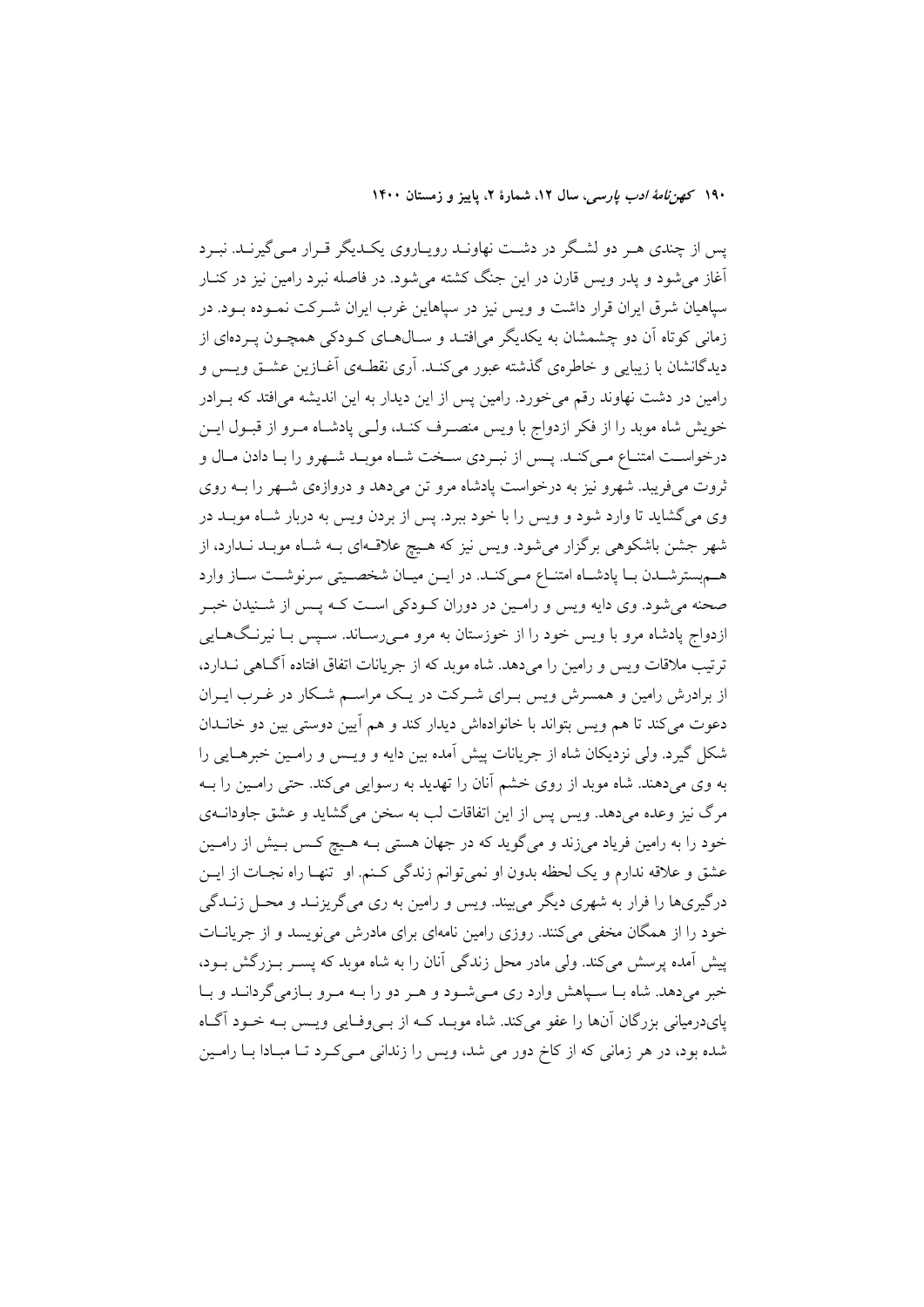پس از چندی هـر دو لشـگر در دشـت نهاونـد رویـاروی یکـدیگر قـرار مـی‌گیرنـد. نبـرد آغاز می‌شود و پدر ویس قارن در این جنگ کشته می‌شود. در فاصله نبرد رامین نیز در کنـار سپاهیان شرق ایران قرار داشت و ویس نیز در سپاهاین غرب ایران شـرکت نمـوده بـود. در زمانی کوتاه آن دو چشمشان به یکدیگر می‌افتـد و سـال‌هـای کـودکی همچـون پـرده‌ای از دیدگانشان با زیبایی و خاطره‌ی گذشته عبور می‌کنـد. آری نقطـه‌ی آغـازین عشـق ویـس و رامین در دشت نهاوند رقم می‌خورد. رامین پس از این دیدار به این اندیشه می‌افتد که بـرادر خویش شاه موبد را از فکر ازدواج با ویس منصـرف کنـد، ولـی پادشـاه مـرو از قبـول ایـن درخواسـت امتنـاع مـی‌کنـد. پـس از نبـردی سـخت شـاه موبـد شـهرو را بـا دادن مـال و ثروت می‌فریبد. شهرو نیز به درخواست پادشاه مرو تن می‌دهد و دروازه‌ی شـهر را بـه روی وی می‌گشاید تا وارد شود و ویس را با خود ببرد. پس از بردن ویس به دربار شـاه موبـد در شهر جشن باشکوهی برگزار می‌شود. ویس نیز که هـیچ علاقـه‌ای بـه شـاه موبـد نـدارد، از هـم‌بسترشـدن بـا پادشـاه امتنـاع مـی‌کنـد. در ایـن میـان شخصـیتی سرنوشـت سـاز وارد صحنه می‌شود. وی دایه ویس و رامـین در دوران کـودکی اسـت کـه پـس از شـنیدن خبـر ازدواج پادشاه مرو با ویس خود را از خوزستان به مرو مـی‌رسـاند. سـپس بـا نیرنـگ‌هـایی ترتیب ملاقات ویس و رامین را می‌دهد. شاه موبد که از جریانات اتفاق افتاده آگـاهی نـدارد، از برادرش رامین و همسرش ویس بـرای شـرکت در یـک مراسـم شـکار در غـرب ایـران دعوت می‌کند تا هم ویس بتواند با خانواده‌اش دیدار کند و هم آیین دوستی بین دو خانـدان شکل گیرد. ولی نزدیکان شاه از جریانات پیش آمده بین دایه و ویـس و رامـین خبرهـایی را به وی می‌دهند. شاه موبد از روی خشم آنان را تهدید به رسوایی می‌کند. حتی رامـین را بـه مرگ نیز وعده می‌دهد. ویس پس از این اتفاقات لب به سخن می‌گشاید و عشق جاودانـه‌ی خود را به رامین فریاد می‌زند و می‌گوید که در جهان هستی بـه هـیچ کـس بـیش از رامـین عشق و علاقه ندارم و یک لحظه بدون او نمی‌توانم زندگی کـنم. او تنهـا راه نجـات از ایـن درگیری‌ها را فرار به شهری دیگر می‌بیند. ویس و رامین به ری می‌گریزنـد و محـل زنـدگی خود را از همگان مخفی می‌کنند. روزی رامین نامه‌ای برای مادرش می‌نویسد و از جریانـات پیش آمده پرسش می‌کند. ولی مادر محل زندگی آنان را به شاه موبد که پسـر بـزرگش بـود، خبر می‌دهد. شاه بـا سـپاهش وارد ری مـی‌شـود و هـر دو را بـه مـرو بـازمی‌گردانـد و بـا پای‌درمیانی بزرگان آن‌ها را عفو می‌کند. شاه موبـد کـه از بـی‌وفـایی ویـس بـه خـود آگـاه شده بود، در هر زمانی که از کاخ دور می شد، ویس را زندانی مـی‌کـرد تـا مبـادا بـا رامـین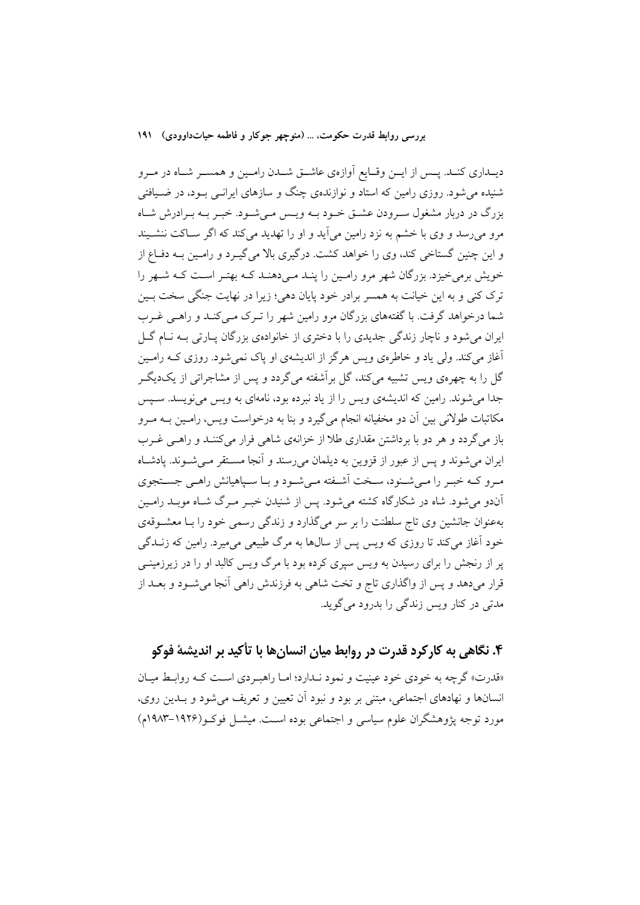دیـداری کنـد. پـس از ایـن وقـایع آوازه‌ی عاشـق شـدن رامـین و همسـر شـاه در مـرو شنیده می‌شود. روزی رامین که استاد و نوازنده‌ی چنگ و سازهای ایرانـی بـود، در ضـیافتی بزرگ در دربار مشغول سـرودن عشـق خـود بـه ویـس مـی‌شـود. خبـر بـه بـرادرش شـاه مرو می‌رسد و وی با خشم به نزد رامین می‌آید و او را تهدید می‌کند که اگر سـاکت ننشـیند و این چنین گستاخی کند، وی را خواهد کشت. درگیری بالا می‌گیـرد و رامـین بـه دفـاع از خویش برمی‌خیزد. بزرگان شهر مرو رامـین را پنـد مـی‌دهنـد کـه بهتـر اسـت کـه شـهر را ترک کنی و به این خیانت به همسر برادر خود پایان دهی؛ زیرا در نهایت جنگی سخت بـین شما درخواهد گرفت. با گفته‌های بزرگان مرو رامین شهر را تـرک مـی‌کنـد و راهـی غـرب ایران می‌شود و ناچار زندگی جدیدی را با دختری از خانواده‌ی بزرگان پـارتی بـه نـام گـل آغاز می‌کند. ولی یاد و خاطره‌ی ویس هرگز از اندیشه‌ی او پاک نمی‌شود. روزی کـه رامـین گل را به چهره‌ی ویس تشبیه می‌کند، گل برآشفته می‌گردد و پس از مشاجراتی از یک‌دیگـر جدا می‌شوند. رامین که اندیشه‌ی ویس را از یاد نبرده بود، نامه‌ای به ویس می‌نویسد. سـپس مکاتبات طولانی بین آن دو مخفیانه انجام می‌گیرد و بنا به درخواست ویس، رامـین بـه مـرو باز می‌گردد و هر دو با برداشتن مقداری طلا از خزانه‌ی شاهی فرار می‌کننـد و راهـی غـرب ایران می‌شوند و پس از عبور از قزوین به دیلمان می‌رسند و آنجا مسـتقر مـی‌شـوند. پادشـاه مـرو کـه خبـر را مـی‌شـنود، سـخت آشـفته مـی‌شـود و بـا سـپاهیانش راهـی جسـتجوی آن‌دو می‌شود. شاه در شکارگاه کشته می‌شود. پس از شنیدن خبـر مـرگ شـاه موبـد رامـین به‌عنوان جانشین وی تاج سلطنت را بر سر می‌گذارد و زندگی رسمی خود را بـا معشـوقه‌ی خود آغاز می‌کند تا روزی که ویس پس از سال‌ها به مرگ طبیعی می‌میرد. رامین که زنـدگی پر از رنجش را برای رسیدن به ویس سپری کرده بود با مرگ ویس کالبد او را در زیرزمینـی قرار می‌دهد و پس از واگذاری تاج و تخت شاهی به فرزندش راهی آنجا می‌شـود و بعـد از مدتی در کنار ویس زندگی را بدرود می‌گوید.

## ۴. نگاهی به کارکرد قدرت در روابط میان انسان‌ها با تأکید بر اندیشهٔ فوکو

«قدرت» گرچه به خودی خود عینیت و نمود نـدارد؛ امـا راهبـردی اسـت کـه روابـط میـان انسان‌ها و نهادهای اجتماعی، مبتنی بر بود و نبود آن تعیین و تعریف می‌شود و بـدین روی، مورد توجه پژوهشگران علوم سیاسی و اجتماعی بوده اسـت. میشـل فوکـو(۱۹۲۶-۱۹۸۳م)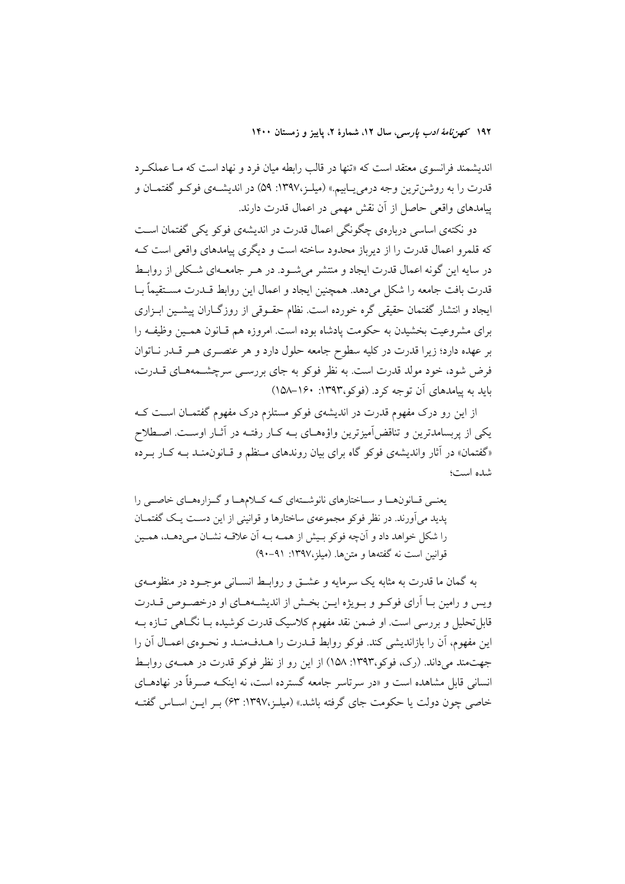اندیشمند فرانسوی معتقد است که «تنها در قالب رابطه میان فرد و نهاد است که ما عملکرد قدرت را به روشن‌ترین وجه درمی‌یابیم.» (میلز،۱۳۹۷: ۵۹) در اندیشه‌ی فوکو گفتمان و پیامدهای واقعی حاصل از آن نقش مهمی در اعمال قدرت دارند.

دو نکته‌ی اساسی درباره‌ی چگونگی اعمال قدرت در اندیشه‌ی فوکو یکی گفتمان است که قلمرو اعمال قدرت را از دیرباز محدود ساخته است و دیگری پیامدهای واقعی است که در سایه این گونه اعمال قدرت ایجاد و منتشر می‌شود. در هر جامعه‌ای شکلی از روابط قدرت بافت جامعه را شکل می‌دهد. همچنین ایجاد و اعمال این روابط قدرت مستقیماً با ایجاد و انتشار گفتمان حقیقی گره خورده است. نظام حقوقی از روزگاران پیشین ابزاری برای مشروعیت بخشیدن به حکومت پادشاه بوده است. امروزه هم قانون همین وظیفه را بر عهده دارد؛ زیرا قدرت در کلیه سطوح جامعه حلول دارد و هر عنصری هر قدر ناتوان فرض شود، خود مولد قدرت است. به نظر فوکو به جای بررسی سرچشمه‌های قدرت، باید به پیامدهای آن توجه کرد. (فوکو،۱۳۹۳: ۱۶۰–۱۵۸)

از این رو درک مفهوم قدرت در اندیشه‌ی فوکو مستلزم درک مفهوم گفتمان است که یکی از پربسامدترین و تناقض‌آمیزترین واژه‌های به کار رفته در آثار اوست. اصطلاح «گفتمان» در آثار واندیشه‌ی فوکو گاه برای بیان روندهای منظم و قانون‌مند به کار برده شده است؛

> یعنی قانون‌ها و ساختارهای نانوشته‌ای که کلام‌ها و گزاره‌های خاصی را پدید می‌آورند. در نظر فوکو مجموعه‌ی ساختارها و قوانینی از این دست یک گفتمان را شکل خواهد داد و آنچه فوکو بیش از همه به آن علاقه نشان می‌دهد، همین قوانین است نه گفته‌ها و متن‌ها. (میلز،۱۳۹۷: ۹۱–۹۰)

به گمان ما قدرت به مثابه یک سرمایه و عشق و روابط انسانی موجود در منظومه‌ی ویس و رامین با آرای فوکو و بویژه این بخش از اندیشه‌های او درخصوص قدرت قابل‌تحلیل و بررسی است. او ضمن نقد مفهوم کلاسیک قدرت کوشیده با نگاهی تازه به این مفهوم، آن را بازاندیشی کند. فوکو روابط قدرت را هدف‌مند و نحوه‌ی اعمال آن را جهت‌مند می‌داند. (رک، فوکو،۱۳۹۳: ۱۵۸) از این رو از نظر فوکو قدرت در همه‌ی روابط انسانی قابل مشاهده است و «در سرتاسر جامعه گسترده است، نه اینکه صرفاً در نهادهای خاصی چون دولت یا حکومت جای گرفته باشد.» (میلز،۱۳۹۷: ۶۳) بر این اساس گفته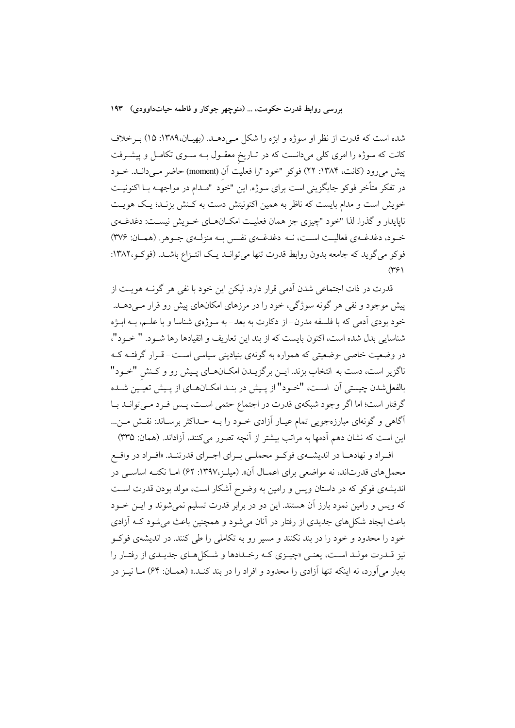شده است که قدرت از نظر او سوژه و ابژه را شکل می‌دهد. (بهیان،۱۳۸۹: ۱۵) برخلاف کانت که سوژه را امری کلی می‌دانست که در تاریخ معقول به سوی تکامل و پیشرفت پیش می‌رود (کانت، ۱۳۸۴: ۲۲) فوکو "خود "را فعلیت آن (moment) حاضر می‌داند. خود در تفکر متأخر فوکو جایگزینی است برای سوژه. این "خودِ "مدام در مواجهه با اکنونیت خویش است و مدام بایست که ناظر به همین اکنونیتش دست به کنش بزند؛ یک هویت ناپایدار و گذرا. لذا "خود "چیزی جز همان فعلیت امکان‌های خویش نیست: دغدغه‌ی خود، دغدغه‌ی فعالیت است، نه دغدغه‌ی نفس به منزله‌ی جوهر. (همان: ۳۷۶) فوکو می‌گوید که جامعه بدون روابط قدرت تنها می‌تواند یک انتزاع باشد. (فوکو،۱۳۸۲: ۳۶۱)

قدرت در ذات اجتماعی شدن آدمی قرار دارد. لیکن این خود با نفی هر گونه هویت از پیش موجود و نفی هر گونه سوژگی، خود را در مرزهای امکان‌های پیش رو قرار می‌دهد. خود بودی آدمی که با فلسفه مدرن- از دکارت به بعد- به سوژه‌ی شناسا و با علم، به ابژه شناسایی بدل شده است، اکنون بایست که از بند این تعاریف و انقیادها رها شود. " خود"، در وضعیت خاصی -وضعیتی که همواره به گونه‌ی بنیادینی سیاسی است- قرار گرفته که ناگزیر است، دست به انتخاب بزند. این برگزیدن امکان‌های پیش رو و کنشِ "خود" بالفعل‌شدن چیستی آن است. "خود" از پیش در بند امکان‌های از پیش تعیین شده گرفتار است؛ اما اگر وجود شبکه‌ی قدرت در اجتماع حتمی است، پس فرد می‌تواند با آگاهی و گونه‌ای مبارزه‌جویی تمام عیار آزادی خود را به حداکثر برساند: نقش من... این است که نشان دهم آدمها به مراتب بیشتر از آنچه تصور می‌کنند، آزاداند. (همان: ۳۳۵)

افراد و نهادها در اندیشه‌ی فوکو محملی برای اجرای قدرتند. «افراد در واقع محمل‌های قدرت‌اند، نه مواضعی برای اعمال آن». (میلز،۱۳۹۷: ۶۲) اما نکته اساسی در اندیشه‌ی فوکو که در داستان ویس و رامین به وضوح آشکار است، مولد بودن قدرت است که ویس و رامین نمود بارز آن هستند. این دو در برابر قدرت تسلیم نمی‌شوند و این خود باعث ایجاد شکل‌های جدیدی از رفتار در آنان می‌شود و همچنین باعث می‌شود که آزادی خود را محدود و خود را در بند نکنند و مسیر رو به تکاملی را طی کنند. در اندیشه‌ی فوکو نیز قدرت مولد است، یعنی «چیزی که رخدادها و شکل‌های جدیدی از رفتار را به‌بار می‌آورد، نه اینکه تنها آزادی را محدود و افراد را در بند کند.» (همان: ۶۴) ما نیز در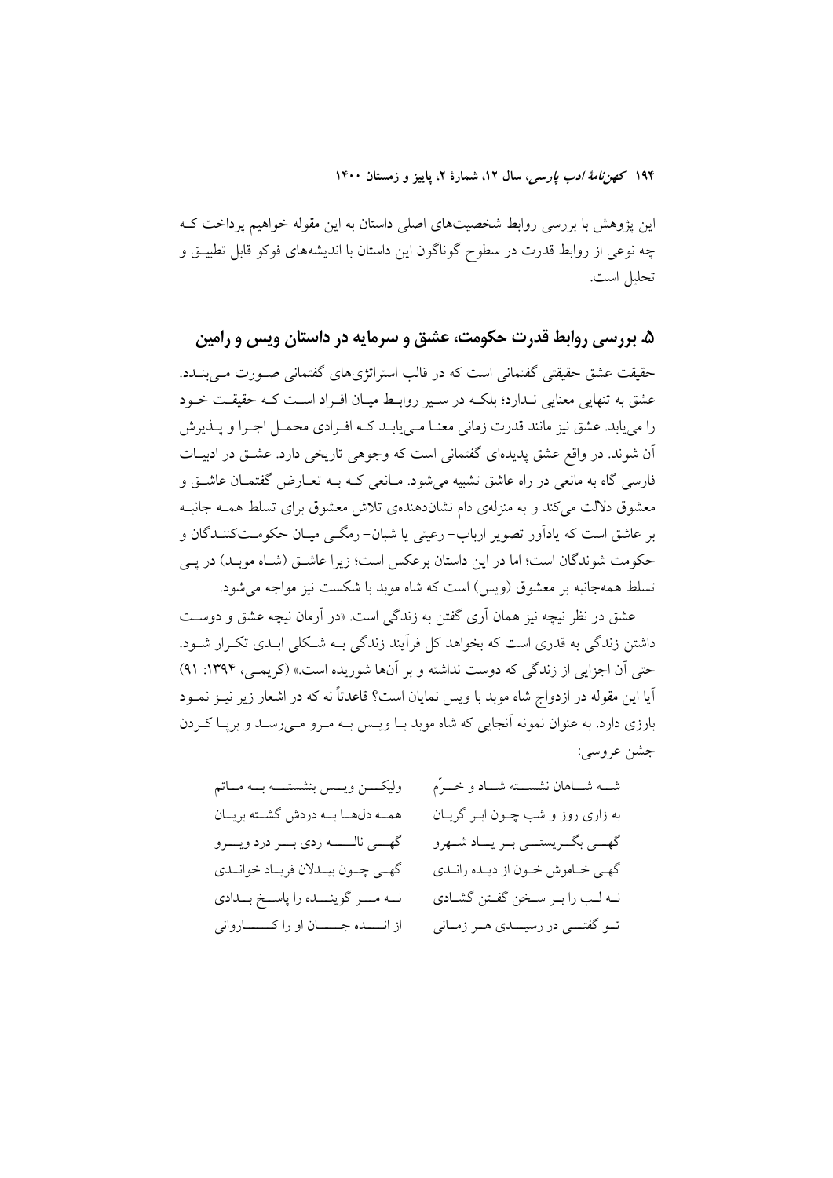این پژوهش با بررسی روابط شخصیت‌های اصلی داستان به این مقوله خواهیم پرداخت که چه نوعی از روابط قدرت در سطوح گوناگون این داستان با اندیشه‌های فوکو قابل تطبیق و تحلیل است.

## ۵. بررسی روابط قدرت حکومت، عشق و سرمایه در داستان ویس و رامین

حقیقت عشق حقیقتی گفتمانی است که در قالب استراتژی‌های گفتمانی صورت می‌بندد. عشق به تنهایی معنایی ندارد؛ بلکه در سیر روابط میان افراد است که حقیقت خود را می‌یابد. عشق نیز مانند قدرت زمانی معنا می‌یابد که افرادی محمل اجرا و پذیرش آن شوند. در واقع عشق پدیده‌ای گفتمانی است که وجوهی تاریخی دارد. عشق در ادبیات فارسی گاه به مانعی در راه عاشق تشبیه می‌شود. مانعی که به تعارض گفتمان عاشق و معشوق دلالت می‌کند و به منزله‌ی دام نشان‌دهنده‌ی تلاش معشوق برای تسلط همه جانبه بر عاشق است که یادآور تصویر ارباب- رعیتی یا شبان- رمگی میان حکومت‌کنندگان و حکومت شوندگان است؛ اما در این داستان برعکس است؛ زیرا عاشق (شاه موبد) در پی تسلط همه‌جانبه بر معشوق (ویس) است که شاه موبد با شکست نیز مواجه می‌شود.

عشق در نظر نیچه نیز همان آری گفتن به زندگی است. «در آرمان نیچه عشق و دوست داشتن زندگی به قدری است که بخواهد کل فرآیند زندگی به شکلی ابدی تکرار شود. حتی آن اجزایی از زندگی که دوست نداشته و بر آن‌ها شوریده است.» (کریمی، ۱۳۹۴: ۹۱) آیا این مقوله در ازدواج شاه موبد با ویس نمایان است؟ قاعدتاً نه که در اشعار زیر نیز نمود بارزی دارد. به عنوان نمونه آنجایی که شاه موبد با ویس به مرو می‌رسد و برپا کردن جشن عروسی:

شه شاهان نشسته شاد و خرّم ... ولیکن ویس بنشسته به ماتم

به زاری روز و شب چون ابر گریان ... همه دلها به دردش گشته بریان

گهی بگریستی بر یاد شهرو ... گهی ناله زدی بر درد ویرو

گهی خاموش خون از دیده راندی ... گهی چون بیدلان فریاد خواندی

نه لب را بر سخن گفتن گشادی ... نه مر گوینده را پاسخ بدادی

تو گفتی در رسیدی هر زمانی ... از انده جان او را کاروانی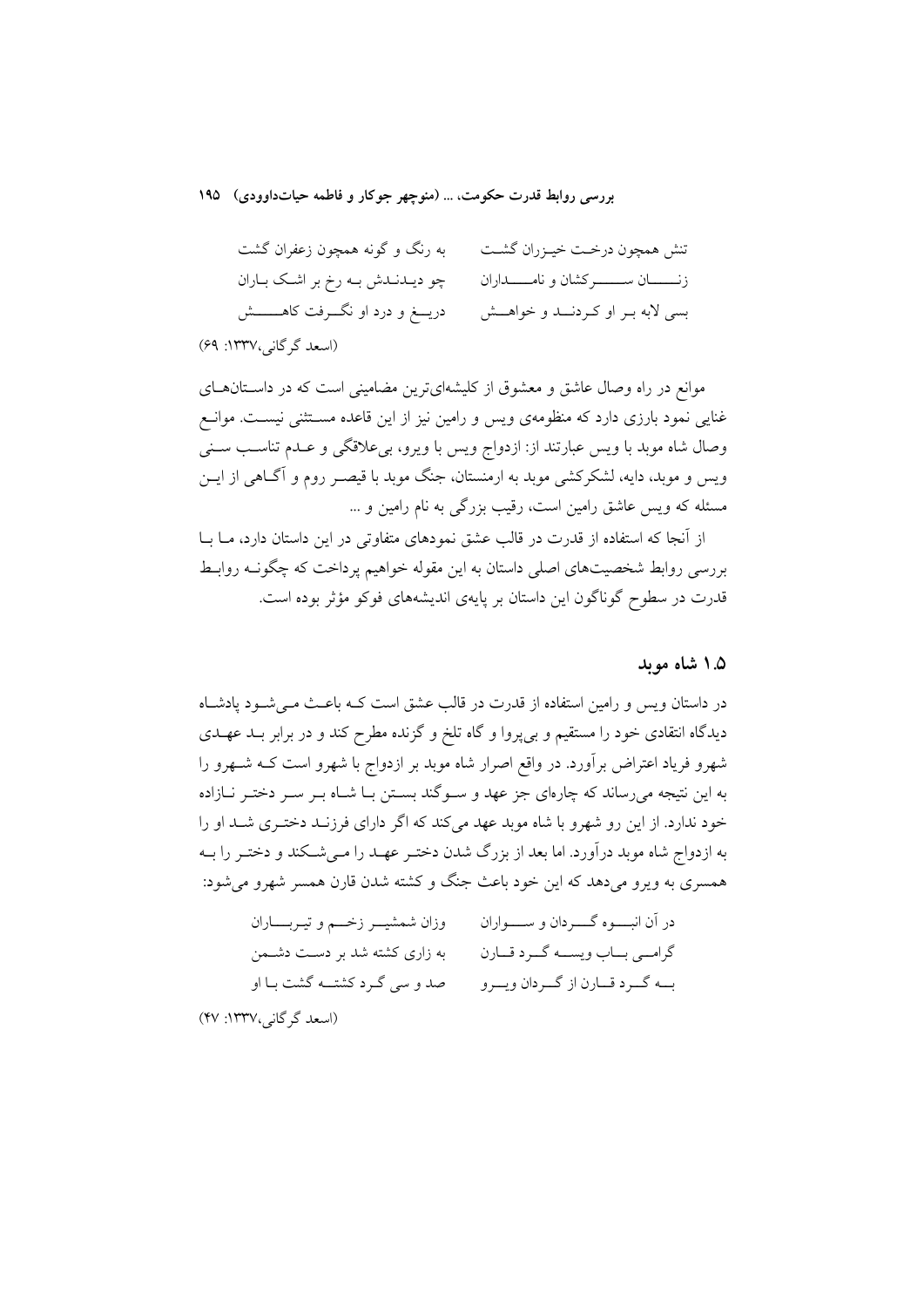تنش همچون درخت خیزران گشت　　به رنگ و گونه همچون زعفران گشت

زنان سرکشان و نامداران　　چو دیدندش به رخ بر اشک باران

بسی لابه بر او کردند و خواهش　　دریغ و درد او نگرفت کاهش

(اسعد گرگانی،۱۳۳۷: ۶۹)

موانع در راه وصال عاشق و معشوق از کلیشه‌ای‌ترین مضامینی است که در داستان‌های غنایی نمود بارزی دارد که منظومه‌ی ویس و رامین نیز از این قاعده مستثنی نیست. موانع وصال شاه موبد با ویس عبارتند از: ازدواج ویس با ویرو، بی‌علاقگی و عدم تناسب سنی ویس و موبد، دایه، لشکرکشی موبد به ارمنستان، جنگ موبد با قیصر روم و آگاهی از این مسئله که ویس عاشق رامین است، رقیب بزرگی به نام رامین و ...

از آنجا که استفاده از قدرت در قالب عشق نمودهای متفاوتی در این داستان دارد، ما با بررسی روابط شخصیت‌های اصلی داستان به این مقوله خواهیم پرداخت که چگونه روابط قدرت در سطوح گوناگون این داستان بر پایه‌ی اندیشه‌های فوکو مؤثر بوده است.

## ۱.۵ شاه موبد

در داستان ویس و رامین استفاده از قدرت در قالب عشق است که باعث می‌شود پادشاه دیدگاه انتقادی خود را مستقیم و بی‌پروا و گاه تلخ و گزنده مطرح کند و در برابر بد عهدی شهرو فریاد اعتراض برآورد. در واقع اصرار شاه موبد بر ازدواج با شهرو است که شهرو را به این نتیجه می‌رساند که چاره‌ای جز عهد و سوگند بستن با شاه بر سر دختر نازاده خود ندارد. از این رو شهرو با شاه موبد عهد می‌کند که اگر دارای فرزند دختری شد او را به ازدواج شاه موبد درآورد. اما بعد از بزرگ شدن دختر عهد را می‌شکند و دختر را به همسری به ویرو می‌دهد که این خود باعث جنگ و کشته شدن قارن همسر شهرو می‌شود:

در آن انبوه گردان و سواران　　وزان شمشیر زخم و تیرباران

گرامی باب ویسه گرد قارن　　به زاری کشته شد بر دست دشمن

به گرد قارن از گردان ویرو　　صد و سی گرد کشته گشت با او

(اسعد گرگانی،۱۳۳۷: ۴۷)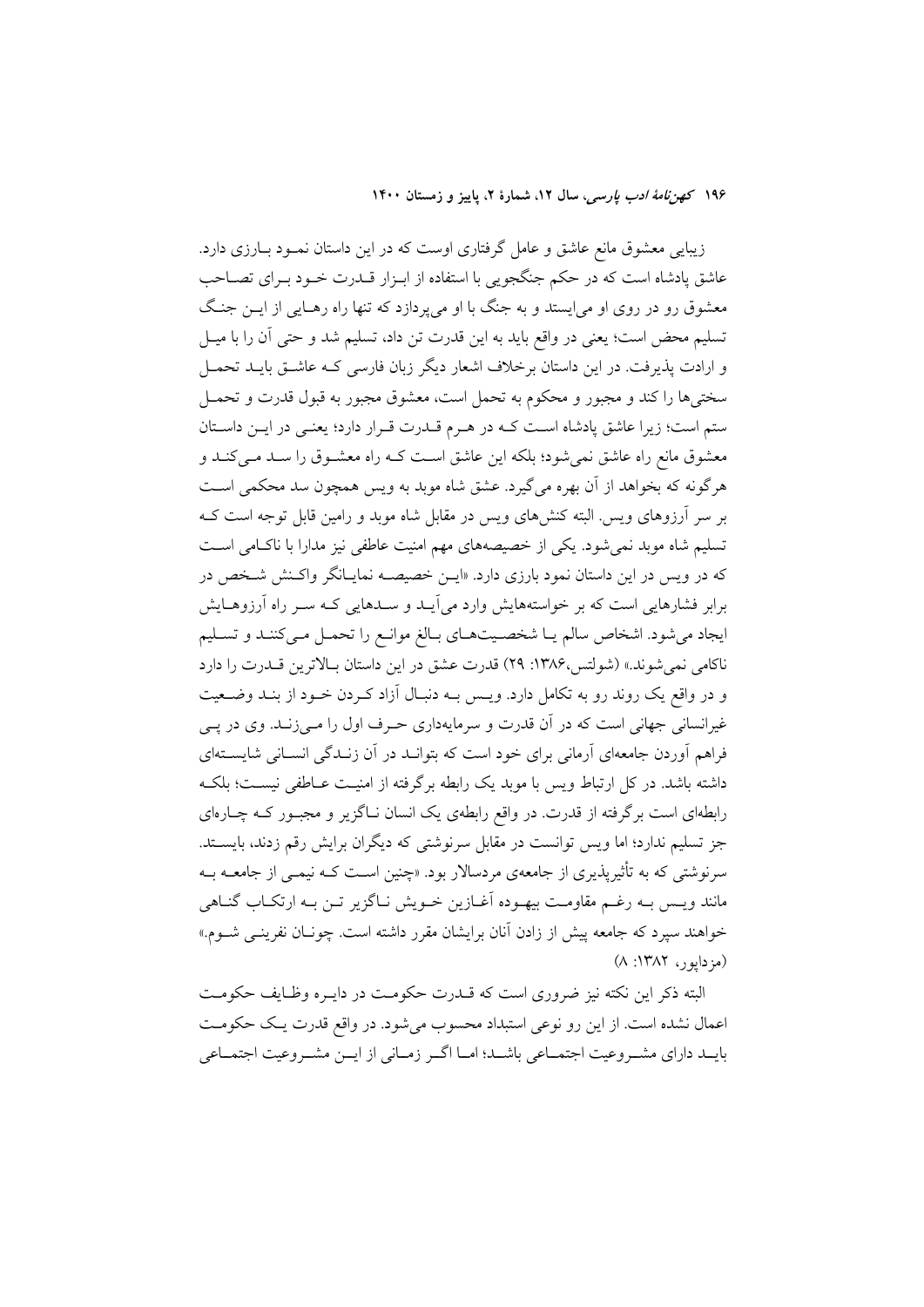زیبایی معشوق مانع عاشق و عامل گرفتاری اوست که در این داستان نمود بارزی دارد. عاشق پادشاه است که در حکم جنگجویی با استفاده از ابزار قدرت خود برای تصاحب معشوق رو در روی او می‌ایستد و به جنگ با او می‌پردازد که تنها راه رهایی از این جنگ تسلیم محض است؛ یعنی در واقع باید به این قدرت تن داد، تسلیم شد و حتی آن را با میل و ارادت پذیرفت. در این داستان برخلاف اشعار دیگر زبان فارسی که عاشق باید تحمل سختی‌ها را کند و مجبور و محکوم به تحمل است، معشوق مجبور به قبول قدرت و تحمل ستم است؛ زیرا عاشق پادشاه است که در هرم قدرت قرار دارد؛ یعنی در این داستان معشوق مانع راه عاشق نمی‌شود؛ بلکه این عاشق است که راه معشوق را سد می‌کند و هرگونه که بخواهد از آن بهره می‌گیرد. عشق شاه موبد به ویس همچون سد محکمی است بر سر آرزوهای ویس. البته کنش‌های ویس در مقابل شاه موبد و رامین قابل توجه است که تسلیم شاه موبد نمی‌شود. یکی از خصیصه‌های مهم امنیت عاطفی نیز مدارا با ناکامی است که در ویس در این داستان نمود بارزی دارد. «این خصیصه نمایانگر واکنش شخص در برابر فشارهایی است که بر خواسته‌هایش وارد می‌آید و سدهایی که سر راه آرزوهایش ایجاد می‌شود. اشخاص سالم یا شخصیت‌های بالغ موانع را تحمل می‌کنند و تسلیم ناکامی نمی‌شوند.» (شولتس،۱۳۸۶: ۲۹) قدرت عشق در این داستان بالاترین قدرت را دارد و در واقع یک روند رو به تکامل دارد. ویس به دنبال آزاد کردن خود از بند وضعیت غیرانسانی جهانی است که در آن قدرت و سرمایه‌داری حرف اول را می‌زند. وی در پی فراهم آوردن جامعه‌ای آرمانی برای خود است که بتواند در آن زندگی انسانی شایسته‌ای داشته باشد. در کل ارتباط ویس با موبد یک رابطه برگرفته از امنیت عاطفی نیست؛ بلکه رابطه‌ای است برگرفته از قدرت. در واقع رابطه‌ی یک انسان ناگزیر و مجبور که چاره‌ای جز تسلیم ندارد؛ اما ویس توانست در مقابل سرنوشتی که دیگران برایش رقم زدند، بایستد. سرنوشتی که به تأثیرپذیری از جامعه‌ی مردسالار بود. «چنین است که نیمی از جامعه به مانند ویس به رغم مقاومت بیهوده آغازین خویش ناگزیر تن به ارتکاب گناهی خواهند سپرد که جامعه پیش از زادن آنان برایشان مقرر داشته است. چونان نفرینی شوم.» (مزداپور، ۱۳۸۲: ۸)

البته ذکر این نکته نیز ضروری است که قدرت حکومت در دایره وظایف حکومت اعمال نشده است. از این رو نوعی استبداد محسوب می‌شود. در واقع قدرت یک حکومت باید دارای مشروعیت اجتماعی باشد؛ اما اگر زمانی از این مشروعیت اجتماعی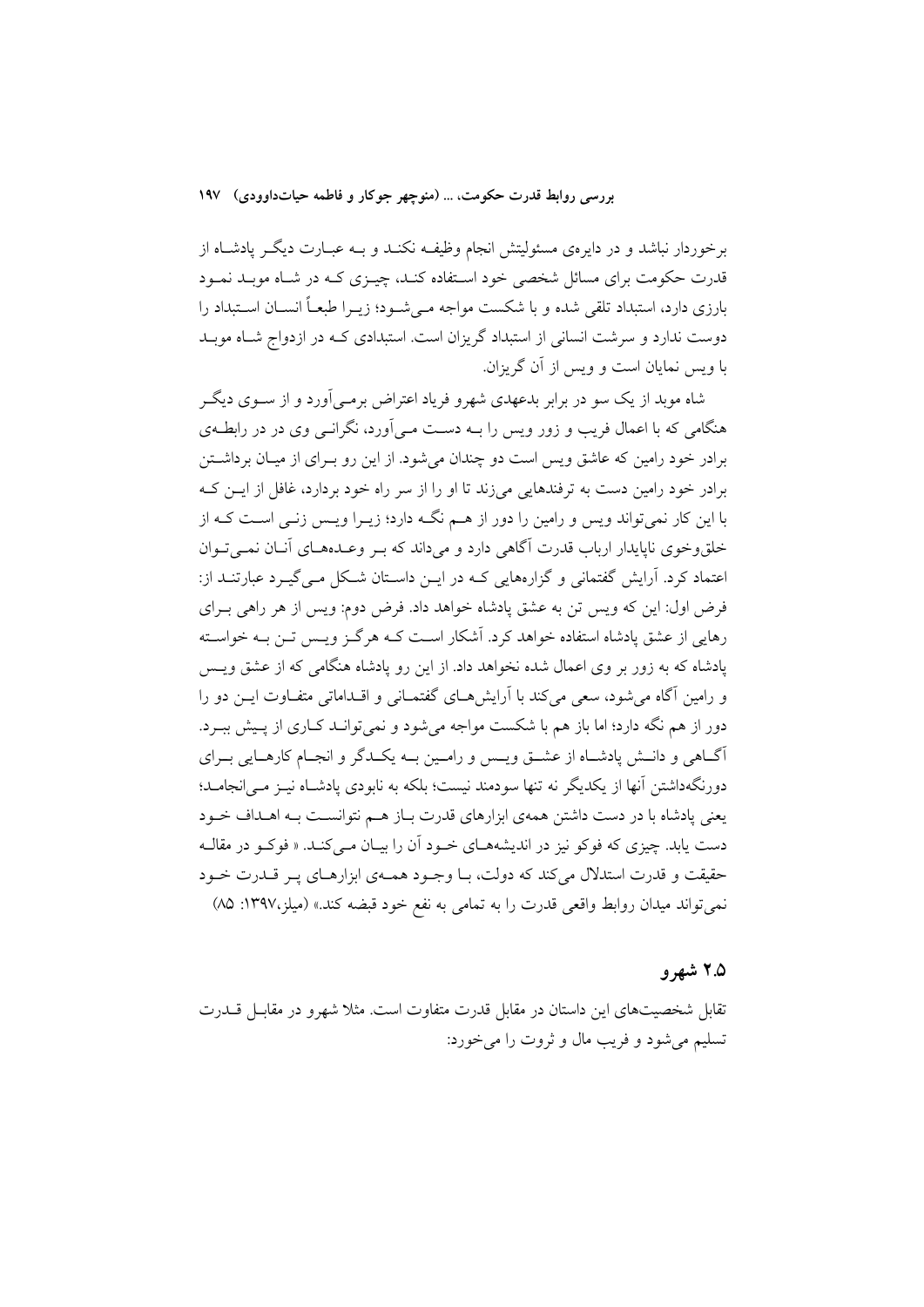برخوردار نباشد و در دایره‌ی مسئولیتش انجام وظیفه نکند و به عبارت دیگر پادشاه از قدرت حکومت برای مسائل شخصی خود استفاده کند، چیزی که در شاه موبد نمود بارزی دارد، استبداد تلقی شده و با شکست مواجه می‌شود؛ زیرا طبعاً انسان استبداد را دوست ندارد و سرشت انسانی از استبداد گریزان است. استبدادی که در ازدواج شاه موبد با ویس نمایان است و ویس از آن گریزان.

شاه موبد از یک سو در برابر بدعهدی شهرو فریاد اعتراض برمی‌آورد و از سوی دیگر هنگامی که با اعمال فریب و زور ویس را به دست می‌آورد، نگرانی وی در رابطه‌ی برادر خود رامین که عاشق ویس است دو چندان می‌شود. از این رو برای از میان برداشتن برادر خود رامین دست به ترفندهایی می‌زند تا او را از سر راه خود بردارد، غافل از این که با این کار نمی‌تواند ویس و رامین را دور از هم نگه دارد؛ زیرا ویس زنی است که از خلق‌وخوی ناپایدار ارباب قدرت آگاهی دارد و می‌داند که بر وعده‌های آنان نمی‌توان اعتماد کرد. آرایش گفتمانی و گزاره‌هایی که در این داستان شکل می‌گیرد عبارتند از: فرض اول: این که ویس تن به عشق پادشاه خواهد داد. فرض دوم: ویس از هر راهی برای رهایی از عشق پادشاه استفاده خواهد کرد. آشکار است که هرگز ویس تن به خواسته پادشاه که به زور بر وی اعمال شده نخواهد داد. از این رو پادشاه هنگامی که از عشق ویس و رامین آگاه می‌شود، سعی می‌کند با آرایش‌های گفتمانی و اقداماتی متفاوت این دو را دور از هم نگه دارد؛ اما باز هم با شکست مواجه می‌شود و نمی‌تواند کاری از پیش ببرد. آگاهی و دانش پادشاه از عشق ویس و رامین به یکدگر و انجام کارهایی برای دورنگه‌داشتن آنها از یکدیگر نه تنها سودمند نیست؛ بلکه به نابودی پادشاه نیز می‌انجامد؛ یعنی پادشاه با در دست داشتن همه‌ی ابزارهای قدرت باز هم نتوانست به اهداف خود دست یابد. چیزی که فوکو نیز در اندیشه‌های خود آن را بیان می‌کند. « فوکو در مقاله حقیقت و قدرت استدلال می‌کند که دولت، با وجود همه‌ی ابزارهای پر قدرت خود نمی‌تواند میدان روابط واقعی قدرت را به تمامی به نفع خود قبضه کند.» (میلز،۱۳۹۷: ۸۵)

## ۲.۵ شهرو

تقابل شخصیت‌های این داستان در مقابل قدرت متفاوت است. مثلا شهرو در مقابل قدرت تسلیم می‌شود و فریب مال و ثروت را می‌خورد: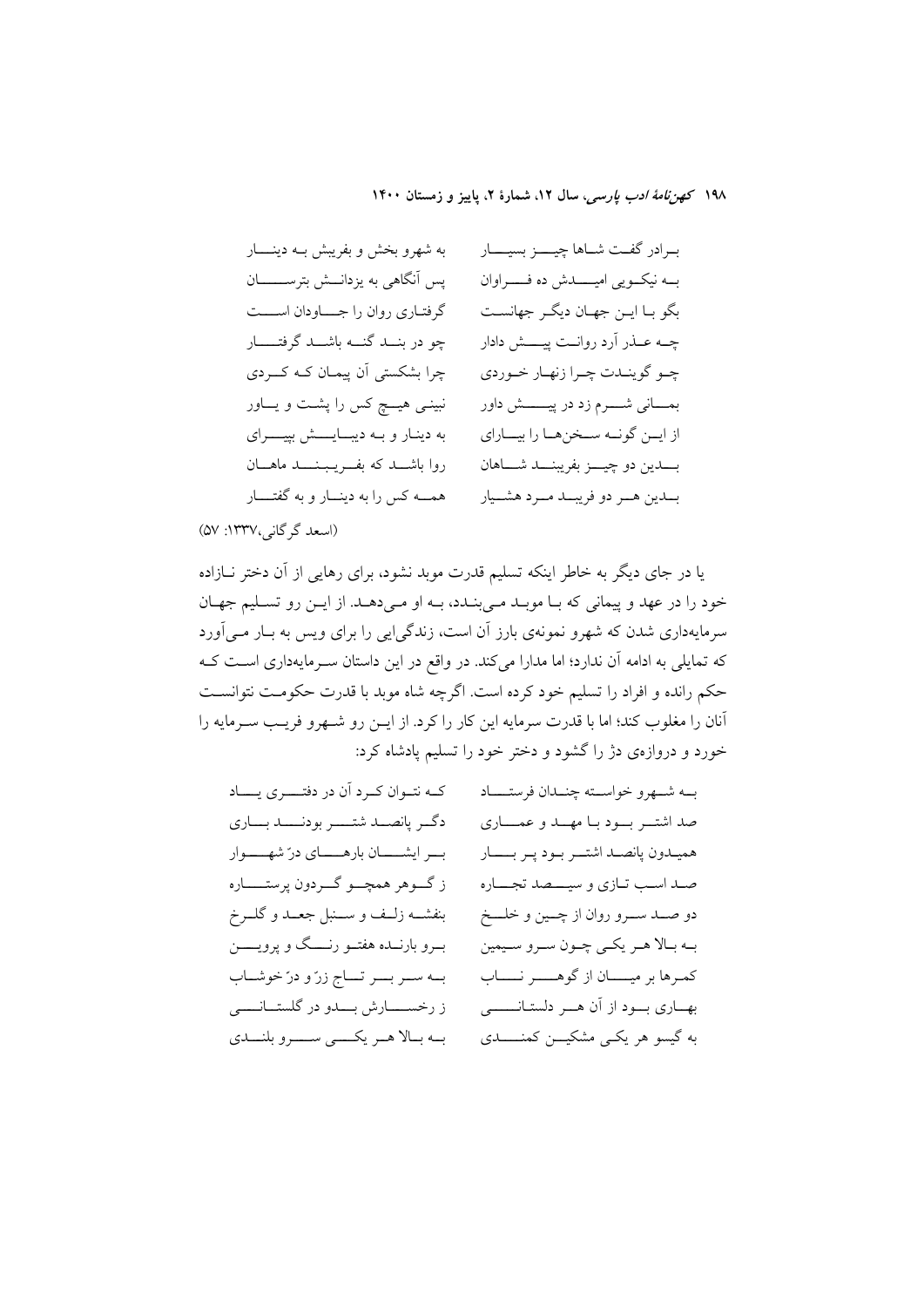برادر گفت شاها چیز بسیار — به شهرو بخش و بفریبش به دینار

به نیکویی امیدش ده فراوان — پس آنگاهی به یزدانش بترسان

بگو با این جهان دیگر جهانست — گرفتاری روان را جاودان است

چه عذر آرد روانت پیش دادار — چو در بند گنه باشد گرفتار

چو گویندت چرا زنهار خوردی — چرا بشکستی آن پیمان که کردی

بمانی شرم زد در پیش داور — نبینی هیچ کس را پشت و یاور

از این گونه سخن‌ها را بیارای — به دینار و به دیبایش بپیرای

بدین دو چیز بفریبند شاهان — روا باشد که بفریبند ماهان

بدین هر دو فریبد مرد هشیار — همه کس را به دینار و به گفتار

(اسعد گرگانی،۱۳۳۷: ۵۷)

یا در جای دیگر به خاطر اینکه تسلیم قدرت موبد نشود، برای رهایی از آن دختر نازاده خود را در عهد و پیمانی که با موبد می‌بندد، به او می‌دهد. از این رو تسلیم جهان سرمایه‌داری شدن که شهرو نمونه‌ی بارز آن است، زندگی‌ایی را برای ویس به بار می‌آورد که تمایلی به ادامه آن ندارد؛ اما مدارا می‌کند. در واقع در این داستان سرمایه‌داری است که حکم رانده و افراد را تسلیم خود کرده است. اگرچه شاه موبد با قدرت حکومت نتوانست آنان را مغلوب کند؛ اما با قدرت سرمایه این کار را کرد. از این رو شهرو فریب سرمایه را خورد و دروازه‌ی دژ را گشود و دختر خود را تسلیم پادشاه کرد:

به شهرو خواسته چندان فرستاد — که نتوان کرد آن در دفتری یاد

صد اشتر بود با مهد و عماری — دگر پانصد شتر بودند باری

همیدون پانصد اشتر بود پر بار — بر ایشان بارهای درّ شهوار

صد اسب تازی و سیصد تجاره — ز گوهر همچو گردون پرستاره

دو صد سرو روان از چین و خلخ — بنفشه زلف و سنبل جعد و گلرخ

به بالا هر یکی چون سرو سیمین — برو بارنده هفتو رنگ و پروین

کمرها بر میان از گوهر ناب — به سر بر تاج زرّ و درّ خوشاب

بهاری بود از آن هر دلستانی — ز رخسارش بدو در گلستانی

به گیسو هر یکی مشکین کمندی — به بالا هر یکی سرو بلندی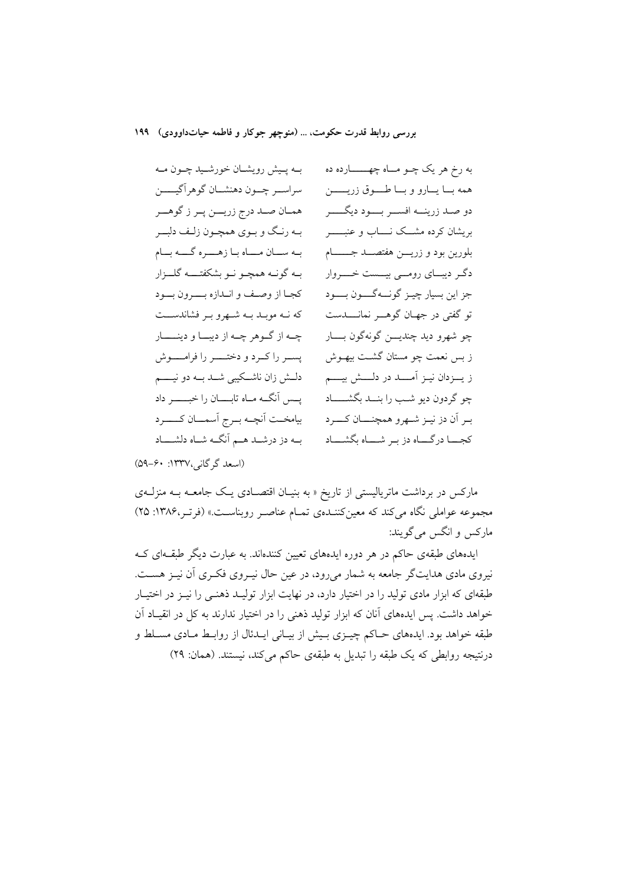به رخ هر یک چو ماه چهارده ده / به پیش رویشان خورشید چون مه

همه با یارو و با طوق زرین / سراسر چون دهنشان گوهرآگین

دو صد زرینه افسر بود دیگر / همان صد درج زرین پر ز گوهر

بریشان کرده مشک ناب و عنبر / به رنگ و بوی همچون زلف دلبر

بلورین بود و زرین هفتصد جام / به سان ماه با زهره گه بام

دگر دیبای رومی بیست خروار / به گونه همچو نو بشکفته گلزار

جز این بسیار چیز گونه‌گون بود / کجا از وصف و اندازه برون بود

تو گفتی در جهان گوهر نماندست / که نه موبد به شهرو بر فشاندست

چو شهرو دید چندین گونه‌گون بار / چه از گوهر چه از دیبا و دینار

ز بس نعمت چو مستان گشت بیهوش / پسر را کرد و دختر را فراموش

ز یزدان نیز آمد در دلش بیم / دلش زان ناشکیبی شد به دو نیم

چو گردون دیو شب را بند بگشاد / پس آنگه ماه تابان را خبر داد

بر آن دز نیز شهرو همچنان کرد / بیامخت آنچه برج آسمان کرد

کجا درگاه دز بر شاه بگشاد / به دز درشد هم آنگه شاه دلشاد

(اسعد گرگانی،۱۳۳۷: ۶۰-۵۹)

مارکس در برداشت ماتریالیستی از تاریخ « به بنیان اقتصادی یک جامعه به منزله‌ی مجموعه عواملی نگاه می‌کند که معین‌کننده‌ی تمام عناصر روبناست.» (فرتر،۱۳۸۶: ۲۵) مارکس و انگس می‌گویند:

> ایده‌های طبقه‌ی حاکم در هر دوره ایده‌های تعیین کننده‌اند. به عبارت دیگر طبقه‌ای که نیروی مادی هدایت‌گر جامعه به شمار می‌رود، در عین حال نیروی فکری آن نیز هست. طبقه‌ای که ابزار مادی تولید را در اختیار دارد، در نهایت ابزار تولید ذهنی را نیز در اختیار خواهد داشت. پس ایده‌های آنان که ابزار تولید ذهنی را در اختیار ندارند به کل در انقیاد آن طبقه خواهد بود. ایده‌های حاکم چیزی بیش از بیانی ایدئال از روابط مادی مسلط و درنتیجه روابطی که یک طبقه را تبدیل به طبقه‌ی حاکم می‌کند، نیستند. (همان: ۲۹)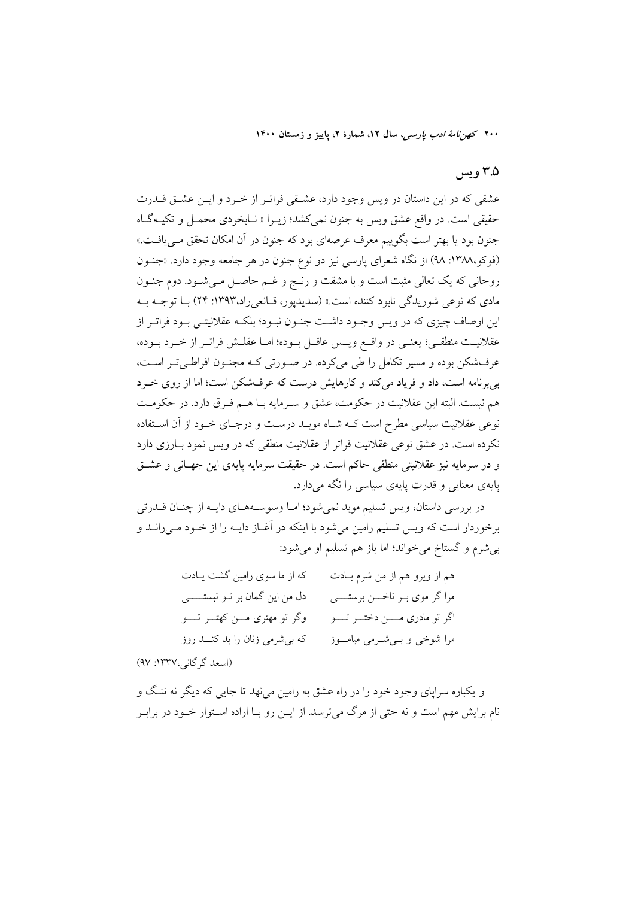## ۳.۵ ویس

عشقی که در این داستان در ویس وجود دارد، عشقی فراتر از خرد و این عشق قدرت حقیقی است. در واقع عشق ویس به جنون نمی‌کشد؛ زیرا « نابخردی محمل و تکیه‌گاه جنون بود یا بهتر است بگوییم معرف عرصه‌ای بود که جنون در آن امکان تحقق می‌یافت.» (فوکو،۱۳۸۸: ۹۸) از نگاه شعرای پارسی نیز دو نوع جنون در هر جامعه وجود دارد. «جنون روحانی که یک تعالی مثبت است و با مشقت و رنج و غم حاصل می‌شود. دوم جنون مادی که نوعی شوریدگی نابود کننده است.» (سدیدپور، قانعی‌راد،۱۳۹۳: ۲۴) با توجه به این اوصاف چیزی که در ویس وجود داشت جنون نبود؛ بلکه عقلانیتی بود فراتر از عقلانیت منطقی؛ یعنی در واقع ویس عاقل بوده؛ اما عقلش فراتر از خرد بوده، عرف‌شکن بوده و مسیر تکامل را طی می‌کرده. در صورتی که مجنون افراطی‌تر است، بی‌برنامه است، داد و فریاد می‌کند و کارهایش درست که عرف‌شکن است؛ اما از روی خرد هم نیست. البته این عقلانیت در حکومت، عشق و سرمایه با هم فرق دارد. در حکومت نوعی عقلانیت سیاسی مطرح است که شاه موبد درست و درجای خود از آن استفاده نکرده است. در عشق نوعی عقلانیت فراتر از عقلانیت منطقی که در ویس نمود بارزی دارد و در سرمایه نیز عقلانیتی منطقی حاکم است. در حقیقت سرمایه پایه‌ی این جهانی و عشق پایه‌ی معنایی و قدرت پایه‌ی سیاسی را نگه می‌دارد.

در بررسی داستان، ویس تسلیم موبد نمی‌شود؛ اما وسوسه‌های دایه از چنان قدرتی برخوردار است که ویس تسلیم رامین می‌شود با اینکه در آغاز دایه را از خود می‌راند و بی‌شرم و گستاخ می‌خواند؛ اما باز هم تسلیم او می‌شود:

هم از ویرو هم از من شرم بادت &nbsp;&nbsp;&nbsp; که از ما سوی رامین گشت یادت

مرا گر موی بر ناخن برستی &nbsp;&nbsp;&nbsp; دل من این گمان بر تو نبستی

اگر تو مادری من دختر تو &nbsp;&nbsp;&nbsp; وگر تو مهتری من کهتر تو

مرا شوخی و بی‌شرمی میاموز &nbsp;&nbsp;&nbsp; که بی‌شرمی زنان را بد کند روز

(اسعد گرگانی،۱۳۳۷: ۹۷)

و یکباره سراپای وجود خود را در راه عشق به رامین می‌نهد تا جایی که دیگر نه ننگ و نام برایش مهم است و نه حتی از مرگ می‌ترسد. از این رو با اراده استوار خود در برابر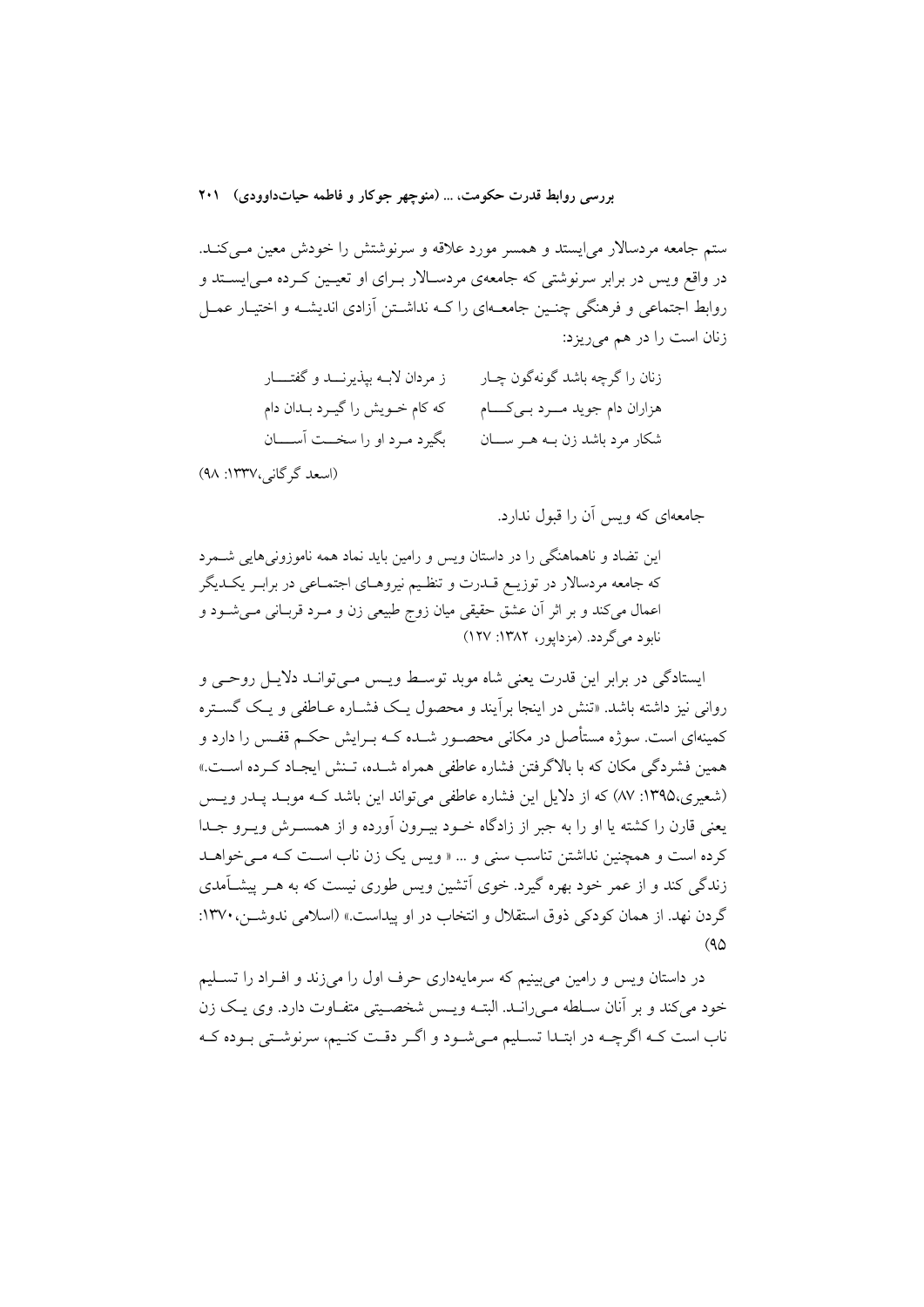ستم جامعه مردسالار می‌ایستد و همسر مورد علاقه و سرنوشتش را خودش معین می‌کند. در واقع ویس در برابر سرنوشتی که جامعه‌ی مردسالار برای او تعیین کرده می‌ایستد و روابط اجتماعی و فرهنگی چنین جامعه‌ای را که نداشتن آزادی اندیشه و اختیار عمل زنان است را در هم می‌ریزد:

زنان را گرچه باشد گونه‌گون چار ... ز مردان لابه بپذیرند و گفتار

هزاران دام جوید مرد بی‌کام ... که کام خویش را گیرد بدان دام

شکار مرد باشد زن به هر سان ... بگیرد مرد او را سخت آسان

(اسعد گرگانی،۱۳۳۷: ۹۸)

جامعه‌ای که ویس آن را قبول ندارد.

> این تضاد و ناهماهنگی را در داستان ویس و رامین باید نماد همه ناموزونی‌هایی شمرد که جامعه مردسالار در توزیع قدرت و تنظیم نیروهای اجتماعی در برابر یکدیگر اعمال می‌کند و بر اثر آن عشق حقیقی میان زوج طبیعی زن و مرد قربانی می‌شود و نابود می‌گردد. (مزداپور، ۱۳۸۲: ۱۲۷)

ایستادگی در برابر این قدرت یعنی شاه موبد توسط ویس می‌تواند دلایل روحی و روانی نیز داشته باشد. «تنش در اینجا برآیند و محصول یک فشاره عاطفی و یک گستره کمینه‌ای است. سوژه مستأصل در مکانی محصور شده که برایش حکم قفس را دارد و همین فشردگی مکان که با بالاگرفتن فشاره عاطفی همراه شده، تنش ایجاد کرده است.» (شعیری،۱۳۹۵: ۸۷) که از دلایل این فشاره عاطفی می‌تواند این باشد که موبد پدر ویس یعنی قارن را کشته یا او را به جبر از زادگاه خود بیرون آورده و از همسرش ویرو جدا کرده است و همچنین نداشتن تناسب سنی و ... « ویس یک زن ناب است که می‌خواهد زندگی کند و از عمر خود بهره گیرد. خوی آتشین ویس طوری نیست که به هر پیشآمدی گردن نهد. از همان کودکی ذوق استقلال و انتخاب در او پیداست.» (اسلامی ندوشن،۱۳۷۰: ۹۵)

در داستان ویس و رامین می‌بینیم که سرمایه‌داری حرف اول را می‌زند و افراد را تسلیم خود می‌کند و بر آنان سلطه می‌راند. البته ویس شخصیتی متفاوت دارد. وی یک زن ناب است که اگرچه در ابتدا تسلیم می‌شود و اگر دقت کنیم، سرنوشتی بوده که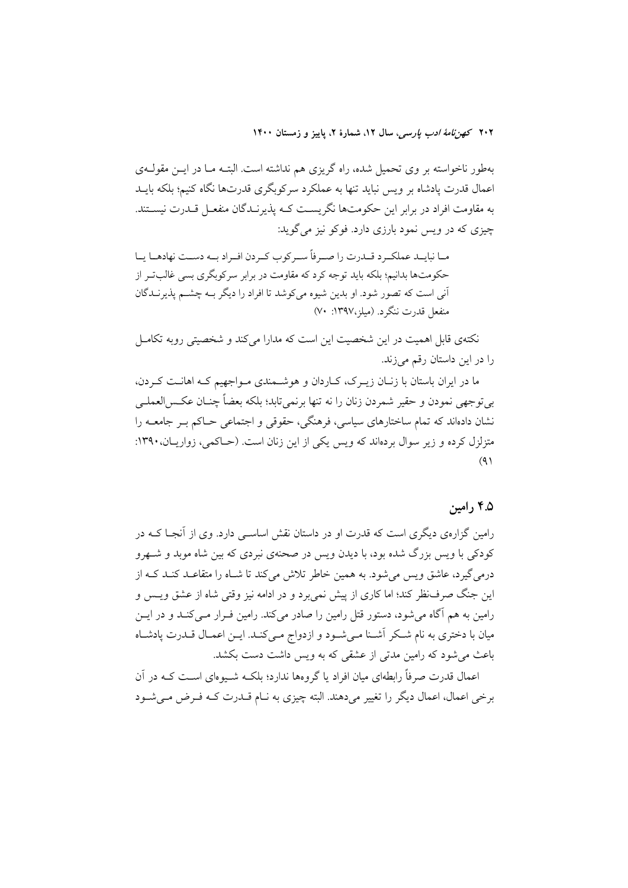به‌طور ناخواسته بر وی تحمیل شده، راه گریزی هم نداشته است. البته ما در این مقوله‌ی اعمال قدرت پادشاه بر ویس نباید تنها به عملکرد سرکوبگری قدرت‌ها نگاه کنیم؛ بلکه باید به مقاومت افراد در برابر این حکومت‌ها نگریست که پذیرندگان منفعل قدرت نیستند. چیزی که در ویس نمود بارزی دارد. فوکو نیز می‌گوید:

> ما نباید عملکرد قدرت را صرفاً سرکوب کردن افراد به دست نهادها یا حکومت‌ها بدانیم؛ بلکه باید توجه کرد که مقاومت در برابر سرکوبگری بسی غالب‌تر از آنی است که تصور شود. او بدین شیوه می‌کوشد تا افراد را دیگر به چشم پذیرندگان منفعل قدرت ننگرد. (میلز،۱۳۹۷: ۷۰)

نکته‌ی قابل اهمیت در این شخصیت این است که مدارا می‌کند و شخصیتی روبه تکامل را در این داستان رقم می‌زند.

ما در ایران باستان با زنان زیرک، کاردان و هوشمندی مواجهیم که اهانت کردن، بی‌توجهی نمودن و حقیر شمردن زنان را نه تنها برنمی‌تابد؛ بلکه بعضاً چنان عکس‌العملی نشان داده‌اند که تمام ساختارهای سیاسی، فرهنگی، حقوقی و اجتماعی حاکم بر جامعه را متزلزل کرده و زیر سوال برده‌اند که ویس یکی از این زنان است. (حاکمی، زواریان،۱۳۹۰: ۹۱)

## ۴.۵ رامین

رامین گزاره‌ی دیگری است که قدرت او در داستان نقش اساسی دارد. وی از آنجا که در کودکی با ویس بزرگ شده بود، با دیدن ویس در صحنه‌ی نبردی که بین شاه موبد و شهرو درمی‌گیرد، عاشق ویس می‌شود. به همین خاطر تلاش می‌کند تا شاه را متقاعد کند که از این جنگ صرف‌نظر کند؛ اما کاری از پیش نمی‌برد و در ادامه نیز وقتی شاه از عشق ویس و رامین به هم آگاه می‌شود، دستور قتل رامین را صادر می‌کند. رامین فرار می‌کند و در این میان با دختری به نام شکر آشنا می‌شود و ازدواج می‌کند. این اعمال قدرت پادشاه باعث می‌شود که رامین مدتی از عشقی که به ویس داشت دست بکشد.

اعمال قدرت صرفاً رابطه‌ای میان افراد یا گروه‌ها ندارد؛ بلکه شیوه‌ای است که در آن برخی اعمال، اعمال دیگر را تغییر می‌دهند. البته چیزی به نام قدرت که فرض می‌شود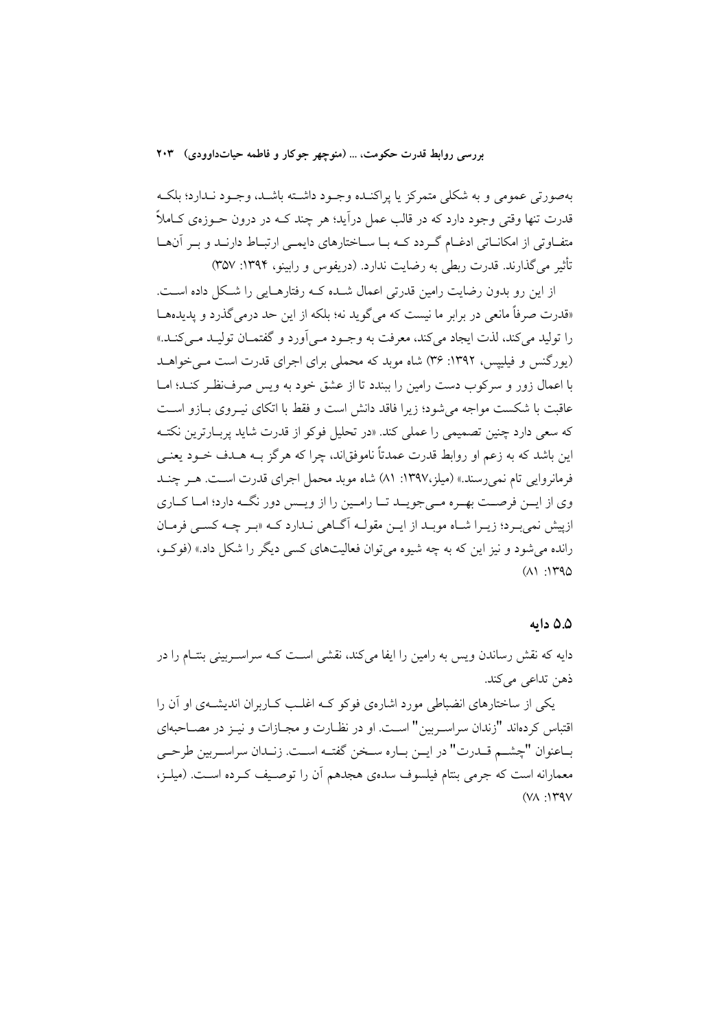به‌صورتی عمومی و به شکلی متمرکز یا پراکنده وجود داشته باشد، وجود ندارد؛ بلکه قدرت تنها وقتی وجود دارد که در قالب عمل درآید؛ هر چند که در درون حوزه‌ی کاملاً متفاوتی از امکاناتی ادغام گردد که با ساختارهای دایمی ارتباط دارند و بر آن‌ها تأثیر می‌گذارند. قدرت ربطی به رضایت ندارد. (دریفوس و رابینو، ۱۳۹۴: ۳۵۷)

از این رو بدون رضایت رامین قدرتی اعمال شده که رفتارهایی را شکل داده است. «قدرت صرفاً مانعی در برابر ما نیست که می‌گوید نه؛ بلکه از این حد درمی‌گذرد و پدیده‌ها را تولید می‌کند، لذت ایجاد می‌کند، معرفت به وجود می‌آورد و گفتمان تولید می‌کند.» (یورگنس و فیلیپس، ۱۳۹۲: ۳۶) شاه موبد که محملی برای اجرای قدرت است می‌خواهد با اعمال زور و سرکوب دست رامین را ببندد تا از عشق خود به ویس صرف‌نظر کند؛ اما عاقبت با شکست مواجه می‌شود؛ زیرا فاقد دانش است و فقط با اتکای نیروی بازو است که سعی دارد چنین تصمیمی را عملی کند. «در تحلیل فوکو از قدرت شاید پربارترین نکته این باشد که به زعم او روابط قدرت عمدتاً ناموفق‌اند، چرا که هرگز به هدف خود یعنی فرمانروایی تام نمی‌رسند.» (میلز،۱۳۹۷: ۸۱) شاه موبد محمل اجرای قدرت است. هر چند وی از این فرصت بهره می‌جوید تا رامین را از ویس دور نگه دارد؛ اما کاری ازپیش نمی‌برد؛ زیرا شاه موبد از این مقوله آگاهی ندارد که «بر چه کسی فرمان رانده می‌شود و نیز این که به چه شیوه می‌توان فعالیت‌های کسی دیگر را شکل داد.» (فوکو، ۱۳۹۵: ۸۱)

### ۵.۵ دایه

دایه که نقش رساندن ویس به رامین را ایفا می‌کند، نقشی است که سراسربینی بنتام را در ذهن تداعی می‌کند.

یکی از ساختارهای انضباطی مورد اشاره‌ی فوکو که اغلب کاربران اندیشه‌ی او آن را اقتباس کرده‌اند "زندان سراسربین" است. او در نظارت و مجازات و نیز در مصاحبه‌ای باعنوان "چشم قدرت" در این باره سخن گفته است. زندان سراسربین طرحی معمارانه است که جرمی بنتام فیلسوف سده‌ی هجدهم آن را توصیف کرده است. (میلز، ۱۳۹۷: ۷۸)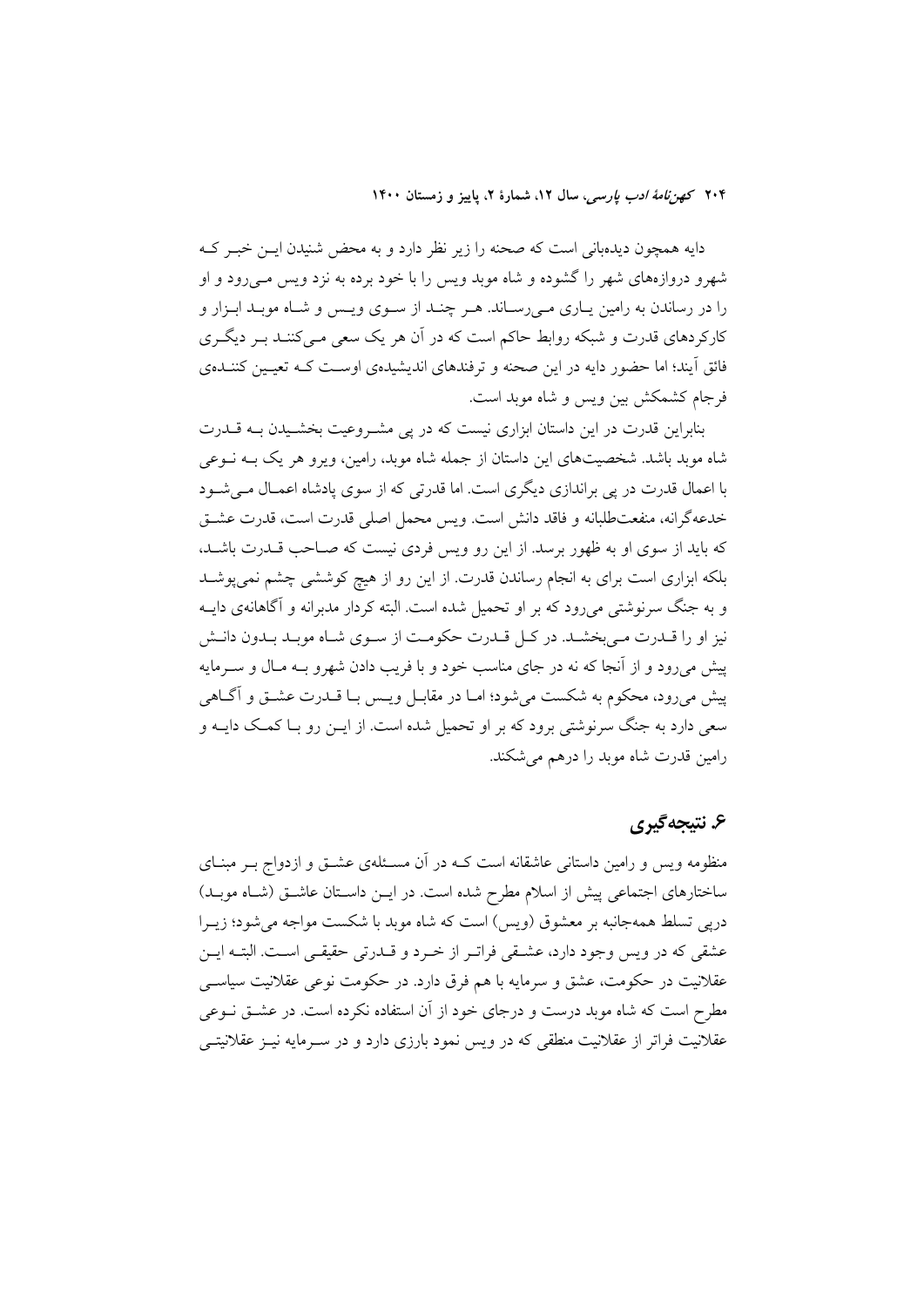دایه همچون دیده‌بانی است که صحنه را زیر نظر دارد و به محض شنیدن این خبر که شهرو دروازه‌های شهر را گشوده و شاه موبد ویس را با خود برده به نزد ویس می‌رود و او را در رساندن به رامین یاری می‌رساند. هر چند از سوی ویس و شاه موبد ابزار و کارکردهای قدرت و شبکه روابط حاکم است که در آن هر یک سعی می‌کنند بر دیگری فائق آیند؛ اما حضور دایه در این صحنه و ترفندهای اندیشیده‌ی اوست که تعیین کننده‌ی فرجام کشمکش بین ویس و شاه موبد است.

بنابراین قدرت در این داستان ابزاری نیست که در پی مشروعیت بخشیدن به قدرت شاه موبد باشد. شخصیت‌های این داستان از جمله شاه موبد، رامین، ویرو هر یک به نوعی با اعمال قدرت در پی براندازی دیگری است. اما قدرتی که از سوی پادشاه اعمال می‌شود خدعه‌گرانه، منفعت‌طلبانه و فاقد دانش است. ویس محمل اصلی قدرت است، قدرت عشق که باید از سوی او به ظهور برسد. از این رو ویس فردی نیست که صاحب قدرت باشد، بلکه ابزاری است برای به انجام رساندن قدرت. از این رو از هیچ کوششی چشم نمی‌پوشد و به جنگ سرنوشتی می‌رود که بر او تحمیل شده است. البته کردار مدبرانه و آگاهانه‌ی دایه نیز او را قدرت می‌بخشد. در کل قدرت حکومت از سوی شاه موبد بدون دانش پیش می‌رود و از آنجا که نه در جای مناسب خود و با فریب دادن شهرو به مال و سرمایه پیش می‌رود، محکوم به شکست می‌شود؛ اما در مقابل ویس با قدرت عشق و آگاهی سعی دارد به جنگ سرنوشتی برود که بر او تحمیل شده است. از این رو با کمک دایه و رامین قدرت شاه موبد را درهم می‌شکند.

## ۶. نتیجه‌گیری

منظومه ویس و رامین داستانی عاشقانه است که در آن مسئله‌ی عشق و ازدواج بر مبنای ساختارهای اجتماعی پیش از اسلام مطرح شده است. در این داستان عاشق (شاه موبد) درپی تسلط همه‌جانبه بر معشوق (ویس) است که شاه موبد با شکست مواجه می‌شود؛ زیرا عشقی که در ویس وجود دارد، عشقی فراتر از خرد و قدرتی حقیقی است. البته این عقلانیت در حکومت، عشق و سرمایه با هم فرق دارد. در حکومت نوعی عقلانیت سیاسی مطرح است که شاه موبد درست و درجای خود از آن استفاده نکرده است. در عشق نوعی عقلانیت فراتر از عقلانیت منطقی که در ویس نمود بارزی دارد و در سرمایه نیز عقلانیتی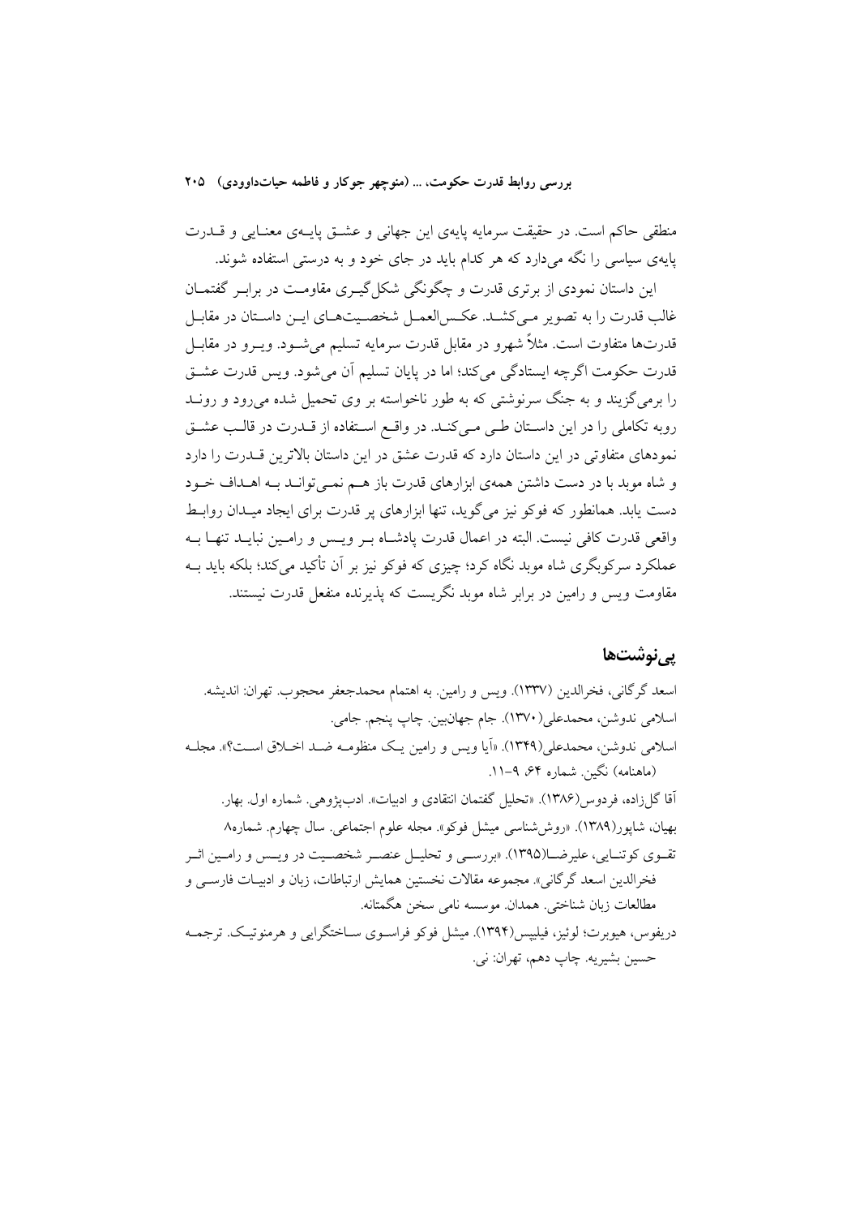منطقی حاکم است. در حقیقت سرمایه پایه‌ی این جهانی و عشق پایه‌ی معنایی و قدرت پایه‌ی سیاسی را نگه می‌دارد که هر کدام باید در جای خود و به درستی استفاده شوند.

این داستان نمودی از برتری قدرت و چگونگی شکل‌گیری مقاومت در برابر گفتمان غالب قدرت را به تصویر می‌کشد. عکس‌العمل شخصیت‌های این داستان در مقابل قدرت‌ها متفاوت است. مثلاً شهرو در مقابل قدرت سرمایه تسلیم می‌شود. ویرو در مقابل قدرت حکومت اگرچه ایستادگی می‌کند؛ اما در پایان تسلیم آن می‌شود. ویس قدرت عشق را برمی‌گزیند و به جنگ سرنوشتی که به طور ناخواسته بر وی تحمیل شده می‌رود و روند روبه تکاملی را در این داستان طی می‌کند. در واقع استفاده از قدرت در قالب عشق نمودهای متفاوتی در این داستان دارد که قدرت عشق در این داستان بالاترین قدرت را دارد و شاه موبد با در دست داشتن همه‌ی ابزارهای قدرت باز هم نمی‌تواند به اهداف خود دست یابد. همانطور که فوکو نیز می‌گوید، تنها ابزارهای پر قدرت برای ایجاد میدان روابط واقعی قدرت کافی نیست. البته در اعمال قدرت پادشاه بر ویس و رامین نباید تنها به عملکرد سرکوبگری شاه موبد نگاه کرد؛ چیزی که فوکو نیز بر آن تأکید می‌کند؛ بلکه باید به مقاومت ویس و رامین در برابر شاه موبد نگریست که پذیرنده منفعل قدرت نیستند.

## پی‌نوشت‌ها

اسعد گرگانی، فخرالدین (۱۳۳۷). ویس و رامین. به اهتمام محمدجعفر محجوب. تهران: اندیشه.

اسلامی ندوشن، محمدعلی(۱۳۷۰). جام جهان‌بین. چاپ پنجم. جامی.

اسلامی ندوشن، محمدعلی(۱۳۴۹). «آیا ویس و رامین یک منظومه ضد اخلاق است؟». مجله (ماهنامه) نگین. شماره ۶۴. ۹-۱۱.

آقا گل‌زاده، فردوس(۱۳۸۶). «تحلیل گفتمان انتقادی و ادبیات». ادب‌پژوهی. شماره اول. بهار.

بهیان، شاپور(۱۳۸۹). «روش‌شناسی میشل فوکو». مجله علوم اجتماعی. سال چهارم. شماره۸

تقوی کوتنایی، علیرضا(۱۳۹۵). «بررسی و تحلیل عنصر شخصیت در ویس و رامین اثر فخرالدین اسعد گرگانی». مجموعه مقالات نخستین همایش ارتباطات، زبان و ادبیات فارسی و مطالعات زبان شناختی. همدان. موسسه نامی سخن هگمتانه.

دریفوس، هیوبرت؛ لوئیز، فیلیپس(۱۳۹۴). میشل فوکو فراسوی ساختگرایی و هرمنوتیک. ترجمه حسین بشیریه. چاپ دهم، تهران: نی.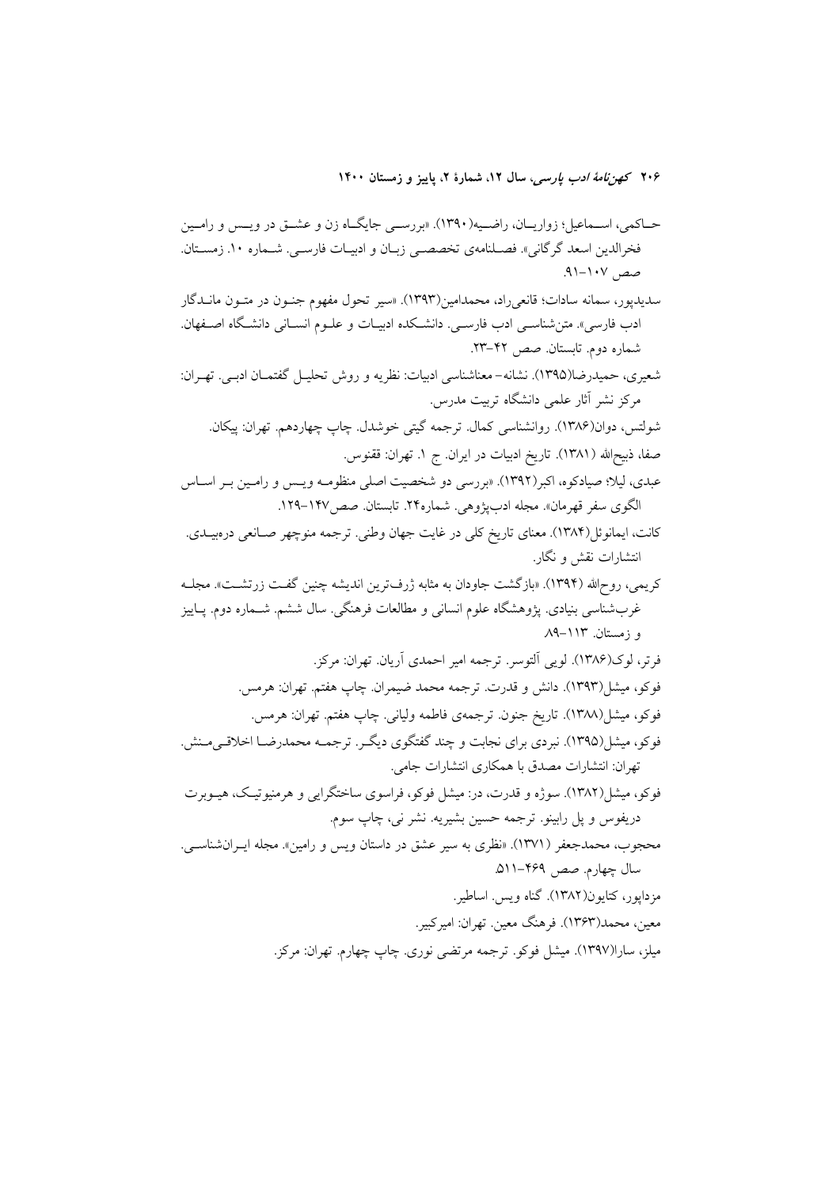حـاکمی، اسـماعیل؛ زواریـان، راضـیه(۱۳۹۰). «بررسـی جایگـاه زن و عشـق در ویـس و رامـین فخرالدین اسعد گرگانی». فصـلنامه‌ی تخصصـی زبـان و ادبیـات فارسـی. شـماره ۱۰. زمسـتان. صص ۱۰۷-۹۱.

سدیدپور، سمانه سادات؛ قانعی‌راد، محمدامین(۱۳۹۳). «سیر تحول مفهوم جنـون در متـون مانـدگار ادب فارسی». متن‌شناسـی ادب فارسـی. دانشـکده ادبیـات و علـوم انسـانی دانشـگاه اصـفهان. شماره دوم. تابستان. صص ۴۲-۲۳.

شعیری، حمیدرضا(۱۳۹۵). نشانه- معناشناسی ادبیات: نظریه و روش تحلیـل گفتمـان ادبـی. تهـران: مرکز نشر آثار علمی دانشگاه تربیت مدرس.

شولتس، دوان(۱۳۸۶). روانشناسی کمال. ترجمه گیتی خوشدل. چاپ چهاردهم. تهران: پیکان.

صفا، ذبیح‌الله (۱۳۸۱). تاریخ ادبیات در ایران. ج ۱. تهران: ققنوس.

عبدی، لیلا؛ صیادکوه، اکبر(۱۳۹۲). «بررسی دو شخصیت اصلی منظومـه ویـس و رامـین بـر اسـاس الگوی سفر قهرمان». مجله ادب‌پژوهی. شماره۲۴. تابستان. صص۱۴۷-۱۲۹.

کانت، ایمانوئل(۱۳۸۴). معنای تاریخ کلی در غایت جهان وطنی. ترجمه منوچهر صـانعی دره‌بیـدی. انتشارات نقش و نگار.

کریمی، روح‌الله (۱۳۹۴). «بازگشت جاودان به مثابه ژرف‌ترین اندیشه چنین گفـت زرتشـت». مجلـه غرب‌شناسی بنیادی. پژوهشگاه علوم انسانی و مطالعات فرهنگی. سال ششم. شـماره دوم. پـاییز و زمستان. ۱۱۳-۸۹.

فرتر، لوک(۱۳۸۶). لویی آلتوسر. ترجمه امیر احمدی آریان. تهران: مرکز.

فوکو، میشل(۱۳۹۳). دانش و قدرت. ترجمه محمد ضیمران. چاپ هفتم. تهران: هرمس.

فوکو، میشل(۱۳۸۸). تاریخ جنون. ترجمه‌ی فاطمه ولیانی. چاپ هفتم. تهران: هرمس.

فوکو، میشل(۱۳۹۵). نبردی برای نجابت و چند گفتگوی دیگـر. ترجمـه محمدرضـا اخلاقـی‌مـنش. تهران: انتشارات مصدق با همکاری انتشارات جامی.

فوکو، میشل(۱۳۸۲). سوژه و قدرت، در: میشل فوکو، فراسوی ساختگرایی و هرمنوتیـک، هیـوبرت دریفوس و پل رابینو. ترجمه حسین بشیریه. نشر نی، چاپ سوم.

محجوب، محمدجعفر (۱۳۷۱). «نظری به سیر عشق در داستان ویس و رامین». مجله ایـران‌شناسـی. سال چهارم. صص ۴۶۹-۵۱۱.

مزداپور، کتایون(۱۳۸۲). گناه ویس. اساطیر.

معین، محمد(۱۳۶۳). فرهنگ معین. تهران: امیرکبیر.

میلز، سارا(۱۳۹۷). میشل فوکو. ترجمه مرتضی نوری. چاپ چهارم. تهران: مرکز.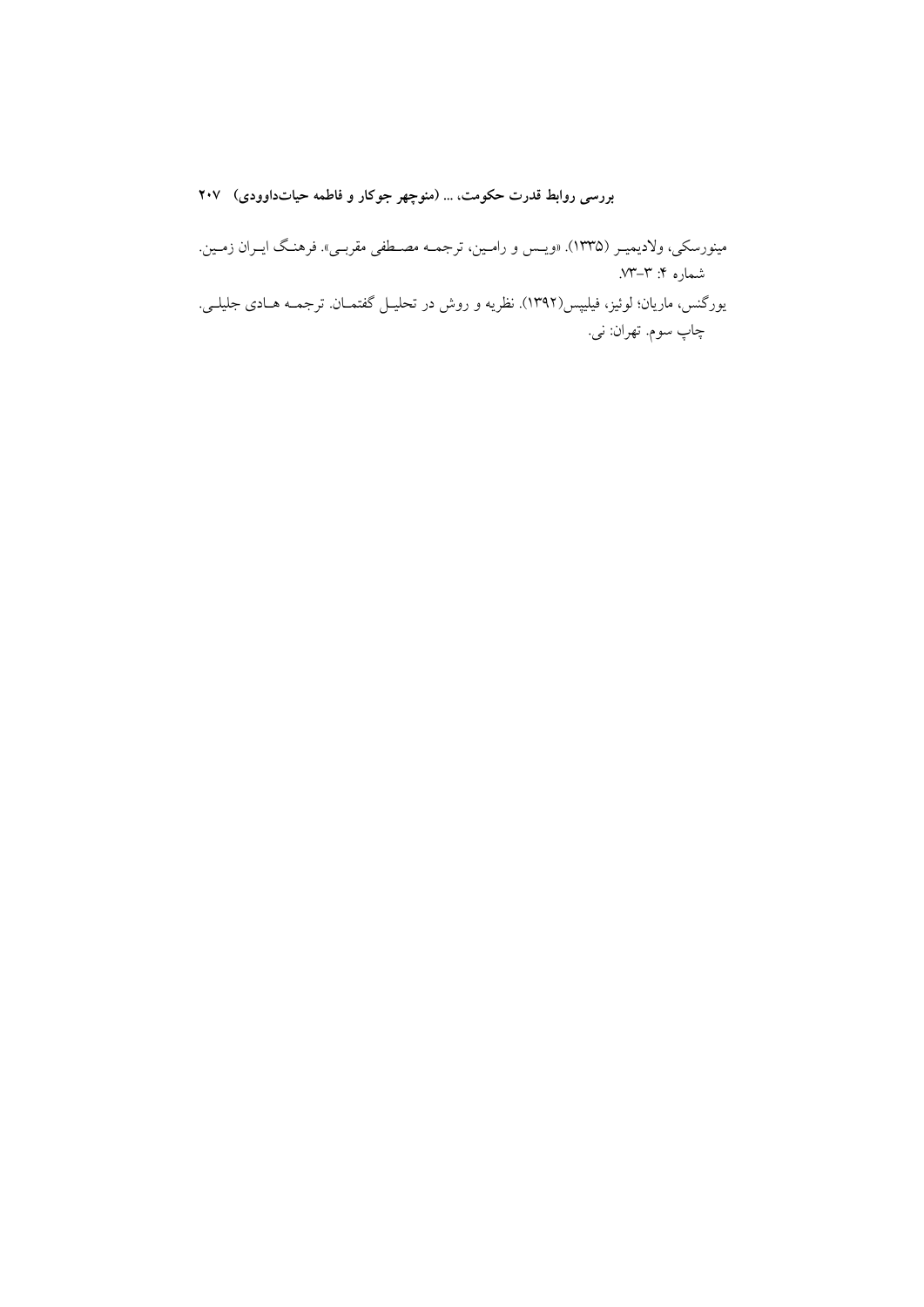مینورسکی، ولادیمیر (۱۳۳۵). «ویس و رامین، ترجمه مصطفی مقربی». فرهنگ ایران زمین. شماره ۴: ۳-۷۳.

یورگنس، ماریان؛ لوئیز، فیلیپس(۱۳۹۲). نظریه و روش در تحلیل گفتمان. ترجمه هادی جلیلی. چاپ سوم. تهران: نی.